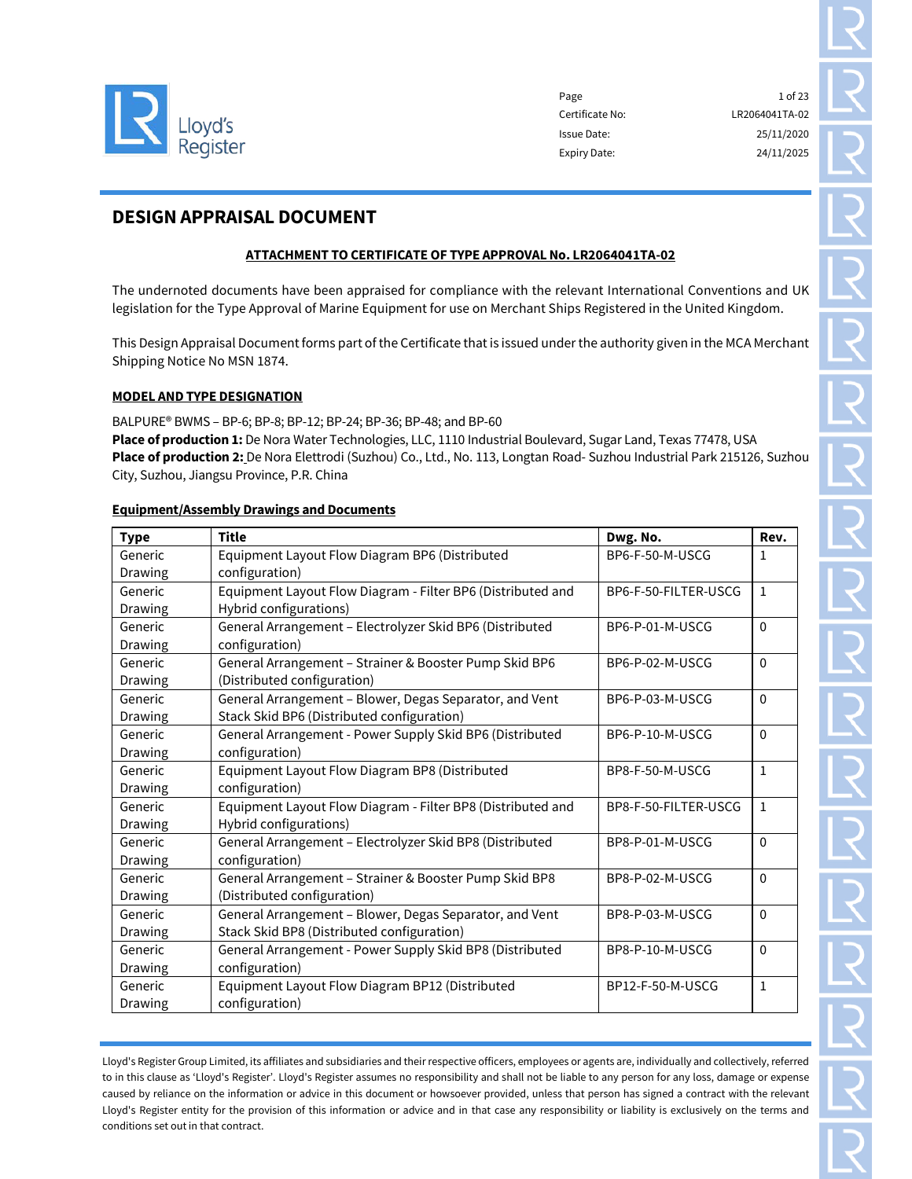| | |
|---|---|
| Certificate No: | LR2064041TA-02 |
| Issue Date: | 25/11/2020 |
| Expiry Date: | 24/11/2025 |

# DESIGN APPRAISAL DOCUMENT

**ATTACHMENT TO CERTIFICATE OF TYPE APPROVAL No. LR2064041TA-02**

The undernoted documents have been appraised for compliance with the relevant International Conventions and UK legislation for the Type Approval of Marine Equipment for use on Merchant Ships Registered in the United Kingdom.

This Design Appraisal Document forms part of the Certificate that is issued under the authority given in the MCA Merchant Shipping Notice No MSN 1874.

**MODEL AND TYPE DESIGNATION**

BALPURE® BWMS – BP-6; BP-8; BP-12; BP-24; BP-36; BP-48; and BP-60
**Place of production 1:** De Nora Water Technologies, LLC, 1110 Industrial Boulevard, Sugar Land, Texas 77478, USA
**Place of production 2:** De Nora Elettrodi (Suzhou) Co., Ltd., No. 113, Longtan Road- Suzhou Industrial Park 215126, Suzhou City, Suzhou, Jiangsu Province, P.R. China

**Equipment/Assembly Drawings and Documents**

| Type | Title | Dwg. No. | Rev. |
|---|---|---|---|
| Generic Drawing | Equipment Layout Flow Diagram BP6 (Distributed configuration) | BP6-F-50-M-USCG | 1 |
| Generic Drawing | Equipment Layout Flow Diagram - Filter BP6 (Distributed and Hybrid configurations) | BP6-F-50-FILTER-USCG | 1 |
| Generic Drawing | General Arrangement – Electrolyzer Skid BP6 (Distributed configuration) | BP6-P-01-M-USCG | 0 |
| Generic Drawing | General Arrangement – Strainer & Booster Pump Skid BP6 (Distributed configuration) | BP6-P-02-M-USCG | 0 |
| Generic Drawing | General Arrangement – Blower, Degas Separator, and Vent Stack Skid BP6 (Distributed configuration) | BP6-P-03-M-USCG | 0 |
| Generic Drawing | General Arrangement - Power Supply Skid BP6 (Distributed configuration) | BP6-P-10-M-USCG | 0 |
| Generic Drawing | Equipment Layout Flow Diagram BP8 (Distributed configuration) | BP8-F-50-M-USCG | 1 |
| Generic Drawing | Equipment Layout Flow Diagram - Filter BP8 (Distributed and Hybrid configurations) | BP8-F-50-FILTER-USCG | 1 |
| Generic Drawing | General Arrangement – Electrolyzer Skid BP8 (Distributed configuration) | BP8-P-01-M-USCG | 0 |
| Generic Drawing | General Arrangement – Strainer & Booster Pump Skid BP8 (Distributed configuration) | BP8-P-02-M-USCG | 0 |
| Generic Drawing | General Arrangement – Blower, Degas Separator, and Vent Stack Skid BP8 (Distributed configuration) | BP8-P-03-M-USCG | 0 |
| Generic Drawing | General Arrangement - Power Supply Skid BP8 (Distributed configuration) | BP8-P-10-M-USCG | 0 |
| Generic Drawing | Equipment Layout Flow Diagram BP12 (Distributed configuration) | BP12-F-50-M-USCG | 1 |

Lloyd's Register Group Limited, its affiliates and subsidiaries and their respective officers, employees or agents are, individually and collectively, referred to in this clause as 'Lloyd's Register'. Lloyd's Register assumes no responsibility and shall not be liable to any person for any loss, damage or expense caused by reliance on the information or advice in this document or howsoever provided, unless that person has signed a contract with the relevant Lloyd's Register entity for the provision of this information or advice and in that case any responsibility or liability is exclusively on the terms and conditions set out in that contract.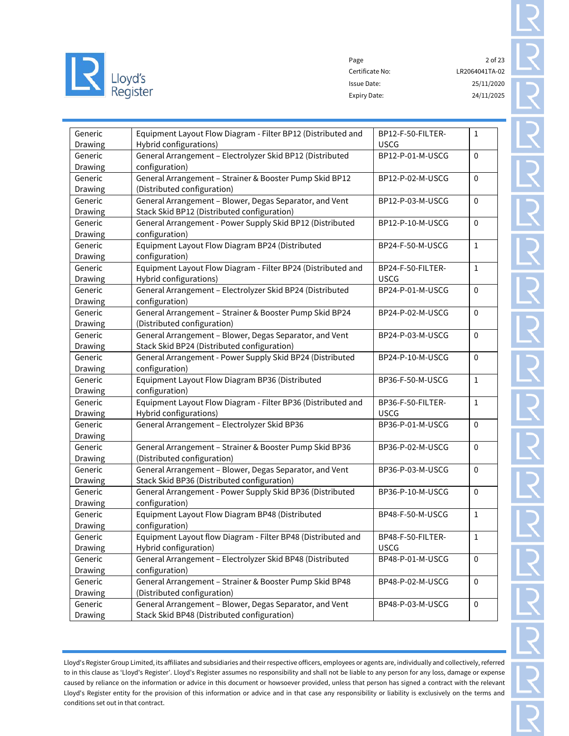| | | | |
|---|---|---|---|
| Generic Drawing | Equipment Layout Flow Diagram - Filter BP12 (Distributed and Hybrid configurations) | BP12-F-50-FILTER-USCG | 1 |
| Generic Drawing | General Arrangement – Electrolyzer Skid BP12 (Distributed configuration) | BP12-P-01-M-USCG | 0 |
| Generic Drawing | General Arrangement – Strainer & Booster Pump Skid BP12 (Distributed configuration) | BP12-P-02-M-USCG | 0 |
| Generic Drawing | General Arrangement – Blower, Degas Separator, and Vent Stack Skid BP12 (Distributed configuration) | BP12-P-03-M-USCG | 0 |
| Generic Drawing | General Arrangement - Power Supply Skid BP12 (Distributed configuration) | BP12-P-10-M-USCG | 0 |
| Generic Drawing | Equipment Layout Flow Diagram BP24 (Distributed configuration) | BP24-F-50-M-USCG | 1 |
| Generic Drawing | Equipment Layout Flow Diagram - Filter BP24 (Distributed and Hybrid configurations) | BP24-F-50-FILTER-USCG | 1 |
| Generic Drawing | General Arrangement – Electrolyzer Skid BP24 (Distributed configuration) | BP24-P-01-M-USCG | 0 |
| Generic Drawing | General Arrangement – Strainer & Booster Pump Skid BP24 (Distributed configuration) | BP24-P-02-M-USCG | 0 |
| Generic Drawing | General Arrangement – Blower, Degas Separator, and Vent Stack Skid BP24 (Distributed configuration) | BP24-P-03-M-USCG | 0 |
| Generic Drawing | General Arrangement - Power Supply Skid BP24 (Distributed configuration) | BP24-P-10-M-USCG | 0 |
| Generic Drawing | Equipment Layout Flow Diagram BP36 (Distributed configuration) | BP36-F-50-M-USCG | 1 |
| Generic Drawing | Equipment Layout Flow Diagram - Filter BP36 (Distributed and Hybrid configurations) | BP36-F-50-FILTER-USCG | 1 |
| Generic Drawing | General Arrangement – Electrolyzer Skid BP36 | BP36-P-01-M-USCG | 0 |
| Generic Drawing | General Arrangement – Strainer & Booster Pump Skid BP36 (Distributed configuration) | BP36-P-02-M-USCG | 0 |
| Generic Drawing | General Arrangement – Blower, Degas Separator, and Vent Stack Skid BP36 (Distributed configuration) | BP36-P-03-M-USCG | 0 |
| Generic Drawing | General Arrangement - Power Supply Skid BP36 (Distributed configuration) | BP36-P-10-M-USCG | 0 |
| Generic Drawing | Equipment Layout Flow Diagram BP48 (Distributed configuration) | BP48-F-50-M-USCG | 1 |
| Generic Drawing | Equipment Layout flow Diagram - Filter BP48 (Distributed and Hybrid configuration) | BP48-F-50-FILTER-USCG | 1 |
| Generic Drawing | General Arrangement – Electrolyzer Skid BP48 (Distributed configuration) | BP48-P-01-M-USCG | 0 |
| Generic Drawing | General Arrangement – Strainer & Booster Pump Skid BP48 (Distributed configuration) | BP48-P-02-M-USCG | 0 |
| Generic Drawing | General Arrangement – Blower, Degas Separator, and Vent Stack Skid BP48 (Distributed configuration) | BP48-P-03-M-USCG | 0 |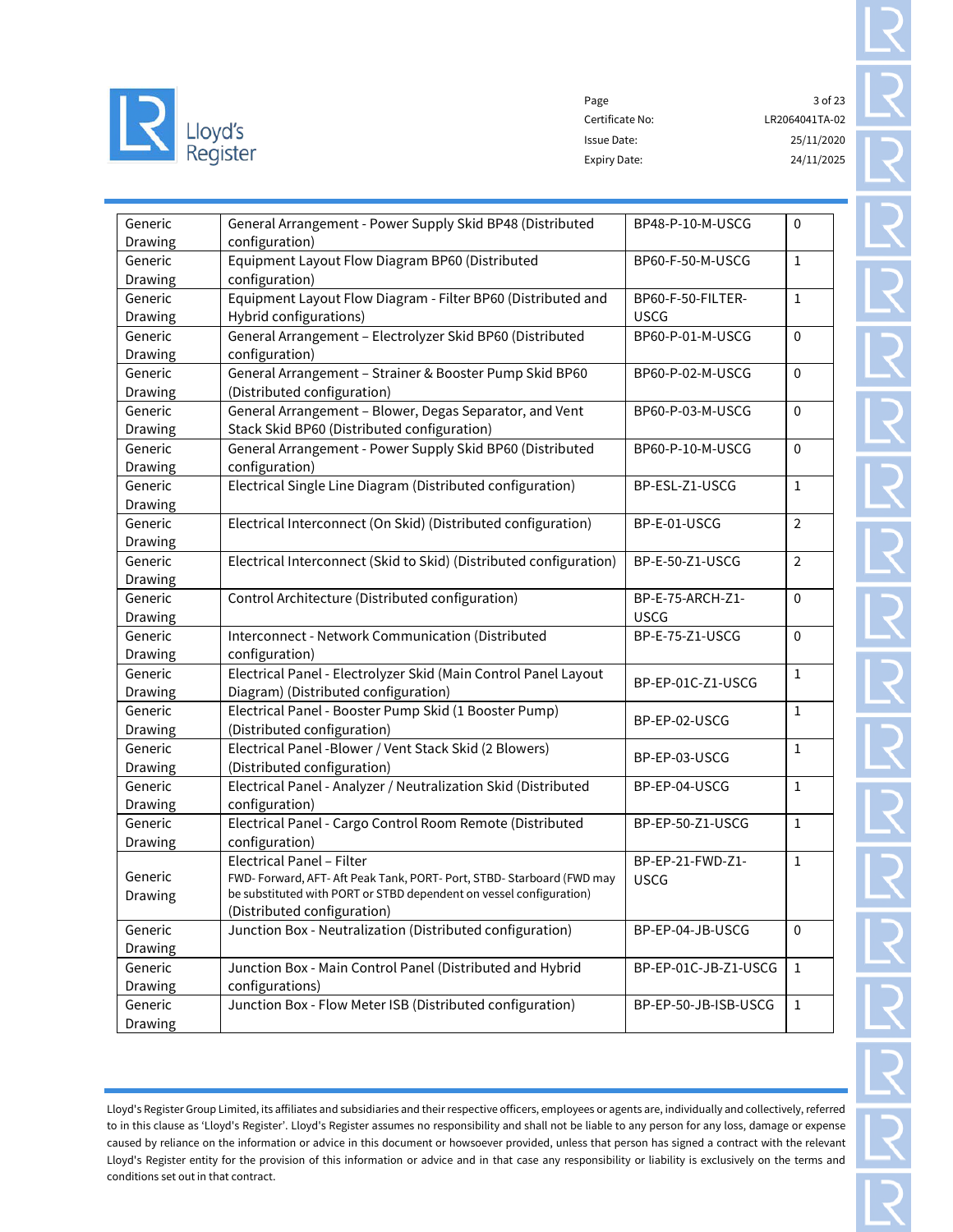| | | | |
|---|---|---|---|
| Generic Drawing | General Arrangement - Power Supply Skid BP48 (Distributed configuration) | BP48-P-10-M-USCG | 0 |
| Generic Drawing | Equipment Layout Flow Diagram BP60 (Distributed configuration) | BP60-F-50-M-USCG | 1 |
| Generic Drawing | Equipment Layout Flow Diagram - Filter BP60 (Distributed and Hybrid configurations) | BP60-F-50-FILTER-USCG | 1 |
| Generic Drawing | General Arrangement – Electrolyzer Skid BP60 (Distributed configuration) | BP60-P-01-M-USCG | 0 |
| Generic Drawing | General Arrangement – Strainer & Booster Pump Skid BP60 (Distributed configuration) | BP60-P-02-M-USCG | 0 |
| Generic Drawing | General Arrangement – Blower, Degas Separator, and Vent Stack Skid BP60 (Distributed configuration) | BP60-P-03-M-USCG | 0 |
| Generic Drawing | General Arrangement - Power Supply Skid BP60 (Distributed configuration) | BP60-P-10-M-USCG | 0 |
| Generic Drawing | Electrical Single Line Diagram (Distributed configuration) | BP-ESL-Z1-USCG | 1 |
| Generic Drawing | Electrical Interconnect (On Skid) (Distributed configuration) | BP-E-01-USCG | 2 |
| Generic Drawing | Electrical Interconnect (Skid to Skid) (Distributed configuration) | BP-E-50-Z1-USCG | 2 |
| Generic Drawing | Control Architecture (Distributed configuration) | BP-E-75-ARCH-Z1-USCG | 0 |
| Generic Drawing | Interconnect - Network Communication (Distributed configuration) | BP-E-75-Z1-USCG | 0 |
| Generic Drawing | Electrical Panel - Electrolyzer Skid (Main Control Panel Layout Diagram) (Distributed configuration) | BP-EP-01C-Z1-USCG | 1 |
| Generic Drawing | Electrical Panel - Booster Pump Skid (1 Booster Pump) (Distributed configuration) | BP-EP-02-USCG | 1 |
| Generic Drawing | Electrical Panel -Blower / Vent Stack Skid (2 Blowers) (Distributed configuration) | BP-EP-03-USCG | 1 |
| Generic Drawing | Electrical Panel - Analyzer / Neutralization Skid (Distributed configuration) | BP-EP-04-USCG | 1 |
| Generic Drawing | Electrical Panel - Cargo Control Room Remote (Distributed configuration) | BP-EP-50-Z1-USCG | 1 |
| Generic Drawing | Electrical Panel – Filter<br>FWD- Forward, AFT- Aft Peak Tank, PORT- Port, STBD- Starboard (FWD may be substituted with PORT or STBD dependent on vessel configuration)<br>(Distributed configuration) | BP-EP-21-FWD-Z1-USCG | 1 |
| Generic Drawing | Junction Box - Neutralization (Distributed configuration) | BP-EP-04-JB-USCG | 0 |
| Generic Drawing | Junction Box - Main Control Panel (Distributed and Hybrid configurations) | BP-EP-01C-JB-Z1-USCG | 1 |
| Generic Drawing | Junction Box - Flow Meter ISB (Distributed configuration) | BP-EP-50-JB-ISB-USCG | 1 |

Lloyd's Register Group Limited, its affiliates and subsidiaries and their respective officers, employees or agents are, individually and collectively, referred to in this clause as 'Lloyd's Register'. Lloyd's Register assumes no responsibility and shall not be liable to any person for any loss, damage or expense caused by reliance on the information or advice in this document or howsoever provided, unless that person has signed a contract with the relevant Lloyd's Register entity for the provision of this information or advice and in that case any responsibility or liability is exclusively on the terms and conditions set out in that contract.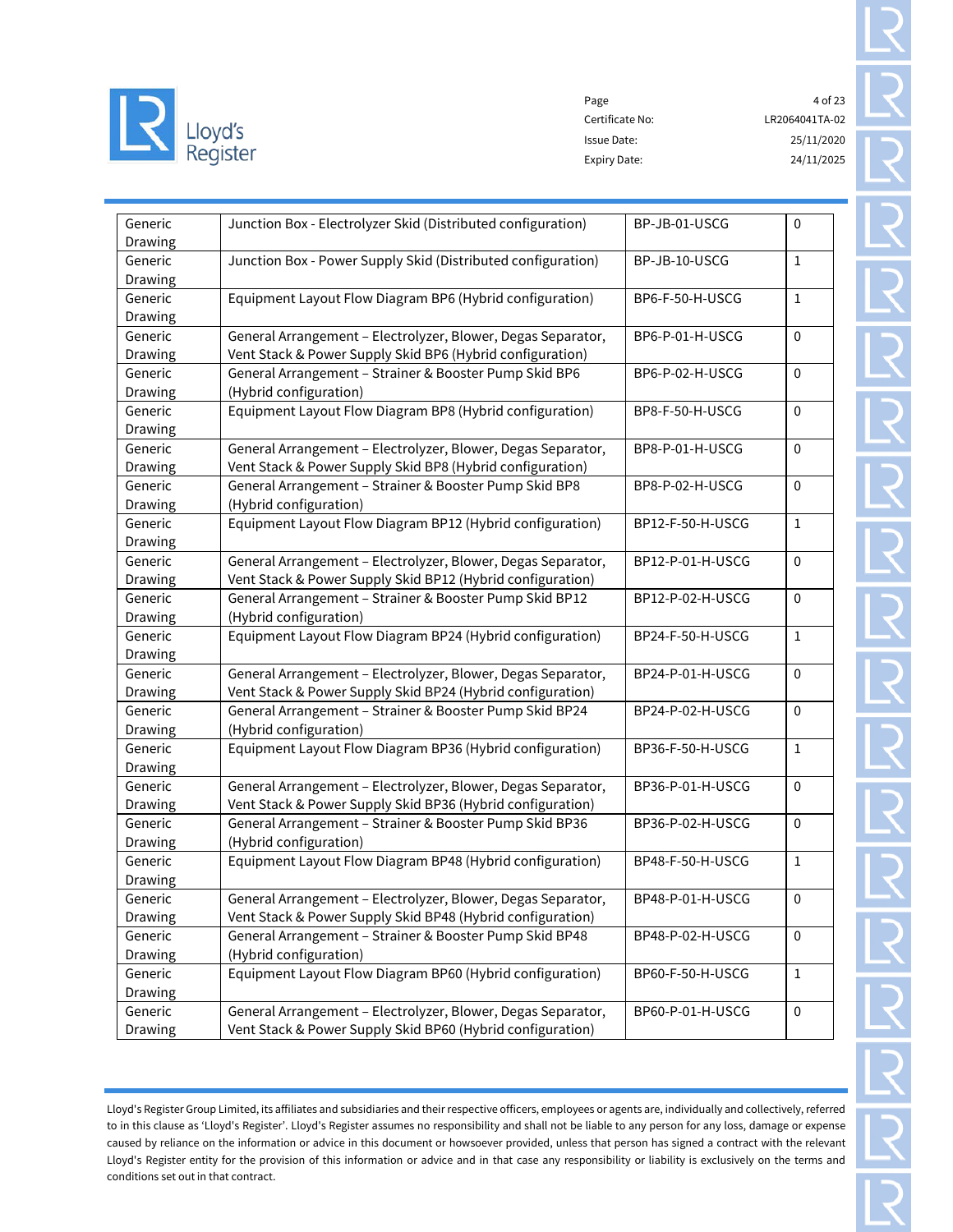| Generic Drawing | Junction Box - Electrolyzer Skid (Distributed configuration) | BP-JB-01-USCG | 0 |
|---|---|---|---|
| Generic Drawing | Junction Box - Power Supply Skid (Distributed configuration) | BP-JB-10-USCG | 1 |
| Generic Drawing | Equipment Layout Flow Diagram BP6 (Hybrid configuration) | BP6-F-50-H-USCG | 1 |
| Generic Drawing | General Arrangement – Electrolyzer, Blower, Degas Separator, Vent Stack & Power Supply Skid BP6 (Hybrid configuration) | BP6-P-01-H-USCG | 0 |
| Generic Drawing | General Arrangement – Strainer & Booster Pump Skid BP6 (Hybrid configuration) | BP6-P-02-H-USCG | 0 |
| Generic Drawing | Equipment Layout Flow Diagram BP8 (Hybrid configuration) | BP8-F-50-H-USCG | 0 |
| Generic Drawing | General Arrangement – Electrolyzer, Blower, Degas Separator, Vent Stack & Power Supply Skid BP8 (Hybrid configuration) | BP8-P-01-H-USCG | 0 |
| Generic Drawing | General Arrangement – Strainer & Booster Pump Skid BP8 (Hybrid configuration) | BP8-P-02-H-USCG | 0 |
| Generic Drawing | Equipment Layout Flow Diagram BP12 (Hybrid configuration) | BP12-F-50-H-USCG | 1 |
| Generic Drawing | General Arrangement – Electrolyzer, Blower, Degas Separator, Vent Stack & Power Supply Skid BP12 (Hybrid configuration) | BP12-P-01-H-USCG | 0 |
| Generic Drawing | General Arrangement – Strainer & Booster Pump Skid BP12 (Hybrid configuration) | BP12-P-02-H-USCG | 0 |
| Generic Drawing | Equipment Layout Flow Diagram BP24 (Hybrid configuration) | BP24-F-50-H-USCG | 1 |
| Generic Drawing | General Arrangement – Electrolyzer, Blower, Degas Separator, Vent Stack & Power Supply Skid BP24 (Hybrid configuration) | BP24-P-01-H-USCG | 0 |
| Generic Drawing | General Arrangement – Strainer & Booster Pump Skid BP24 (Hybrid configuration) | BP24-P-02-H-USCG | 0 |
| Generic Drawing | Equipment Layout Flow Diagram BP36 (Hybrid configuration) | BP36-F-50-H-USCG | 1 |
| Generic Drawing | General Arrangement – Electrolyzer, Blower, Degas Separator, Vent Stack & Power Supply Skid BP36 (Hybrid configuration) | BP36-P-01-H-USCG | 0 |
| Generic Drawing | General Arrangement – Strainer & Booster Pump Skid BP36 (Hybrid configuration) | BP36-P-02-H-USCG | 0 |
| Generic Drawing | Equipment Layout Flow Diagram BP48 (Hybrid configuration) | BP48-F-50-H-USCG | 1 |
| Generic Drawing | General Arrangement – Electrolyzer, Blower, Degas Separator, Vent Stack & Power Supply Skid BP48 (Hybrid configuration) | BP48-P-01-H-USCG | 0 |
| Generic Drawing | General Arrangement – Strainer & Booster Pump Skid BP48 (Hybrid configuration) | BP48-P-02-H-USCG | 0 |
| Generic Drawing | Equipment Layout Flow Diagram BP60 (Hybrid configuration) | BP60-F-50-H-USCG | 1 |
| Generic Drawing | General Arrangement – Electrolyzer, Blower, Degas Separator, Vent Stack & Power Supply Skid BP60 (Hybrid configuration) | BP60-P-01-H-USCG | 0 |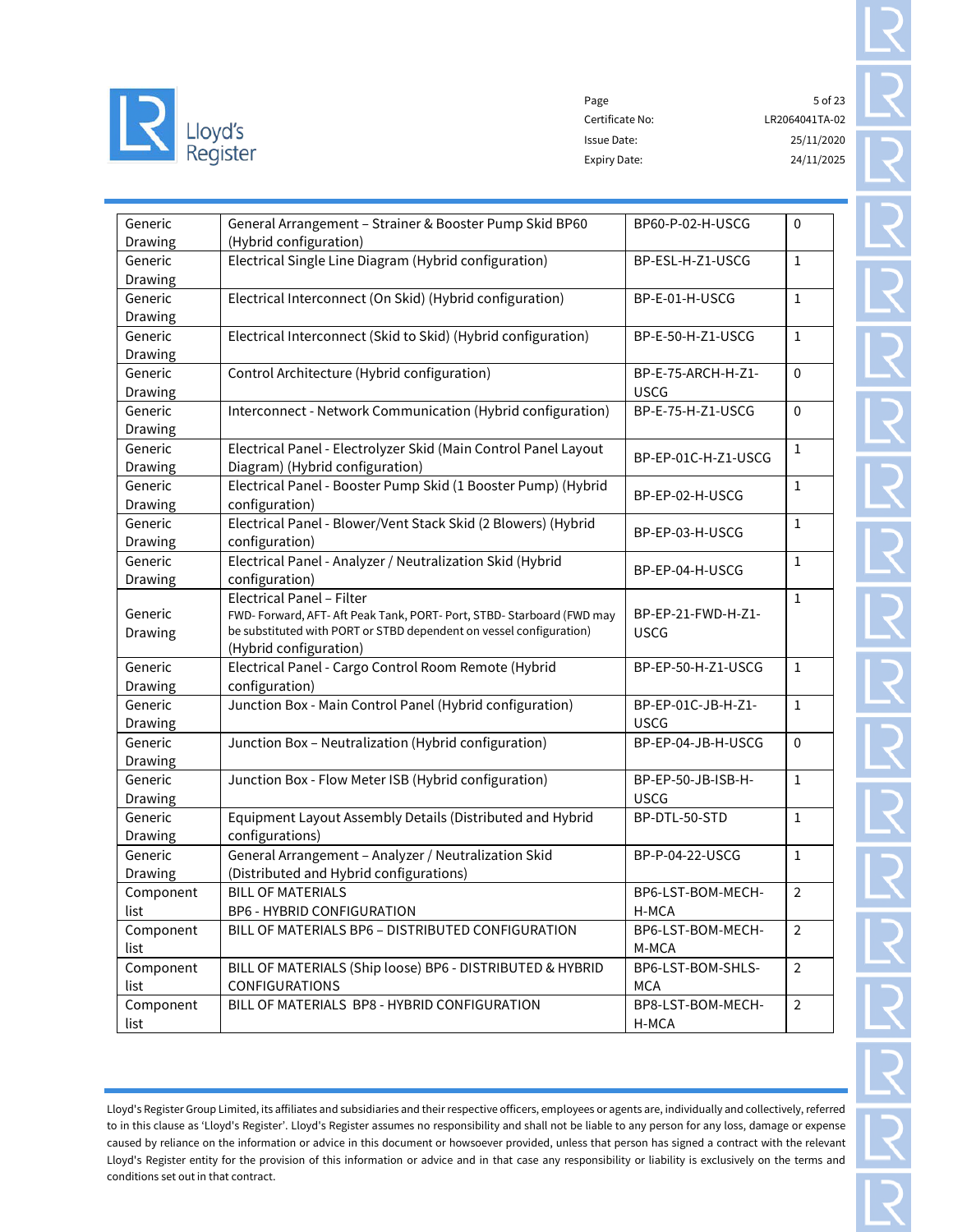| Generic Drawing | General Arrangement – Strainer & Booster Pump Skid BP60 (Hybrid configuration) | BP60-P-02-H-USCG | 0 |
|---|---|---|---|
| Generic Drawing | Electrical Single Line Diagram (Hybrid configuration) | BP-ESL-H-Z1-USCG | 1 |
| Generic Drawing | Electrical Interconnect (On Skid) (Hybrid configuration) | BP-E-01-H-USCG | 1 |
| Generic Drawing | Electrical Interconnect (Skid to Skid) (Hybrid configuration) | BP-E-50-H-Z1-USCG | 1 |
| Generic Drawing | Control Architecture (Hybrid configuration) | BP-E-75-ARCH-H-Z1-USCG | 0 |
| Generic Drawing | Interconnect - Network Communication (Hybrid configuration) | BP-E-75-H-Z1-USCG | 0 |
| Generic Drawing | Electrical Panel - Electrolyzer Skid (Main Control Panel Layout Diagram) (Hybrid configuration) | BP-EP-01C-H-Z1-USCG | 1 |
| Generic Drawing | Electrical Panel - Booster Pump Skid (1 Booster Pump) (Hybrid configuration) | BP-EP-02-H-USCG | 1 |
| Generic Drawing | Electrical Panel - Blower/Vent Stack Skid (2 Blowers) (Hybrid configuration) | BP-EP-03-H-USCG | 1 |
| Generic Drawing | Electrical Panel - Analyzer / Neutralization Skid (Hybrid configuration) | BP-EP-04-H-USCG | 1 |
| Generic Drawing | Electrical Panel – Filter<br>FWD- Forward, AFT- Aft Peak Tank, PORT- Port, STBD- Starboard (FWD may be substituted with PORT or STBD dependent on vessel configuration)<br>(Hybrid configuration) | BP-EP-21-FWD-H-Z1-USCG | 1 |
| Generic Drawing | Electrical Panel - Cargo Control Room Remote (Hybrid configuration) | BP-EP-50-H-Z1-USCG | 1 |
| Generic Drawing | Junction Box - Main Control Panel (Hybrid configuration) | BP-EP-01C-JB-H-Z1-USCG | 1 |
| Generic Drawing | Junction Box – Neutralization (Hybrid configuration) | BP-EP-04-JB-H-USCG | 0 |
| Generic Drawing | Junction Box - Flow Meter ISB (Hybrid configuration) | BP-EP-50-JB-ISB-H-USCG | 1 |
| Generic Drawing | Equipment Layout Assembly Details (Distributed and Hybrid configurations) | BP-DTL-50-STD | 1 |
| Generic Drawing | General Arrangement – Analyzer / Neutralization Skid (Distributed and Hybrid configurations) | BP-P-04-22-USCG | 1 |
| Component list | BILL OF MATERIALS<br>BP6 - HYBRID CONFIGURATION | BP6-LST-BOM-MECH-H-MCA | 2 |
| Component list | BILL OF MATERIALS BP6 – DISTRIBUTED CONFIGURATION | BP6-LST-BOM-MECH-M-MCA | 2 |
| Component list | BILL OF MATERIALS (Ship loose) BP6 - DISTRIBUTED & HYBRID CONFIGURATIONS | BP6-LST-BOM-SHLS-MCA | 2 |
| Component list | BILL OF MATERIALS BP8 - HYBRID CONFIGURATION | BP8-LST-BOM-MECH-H-MCA | 2 |

Lloyd's Register Group Limited, its affiliates and subsidiaries and their respective officers, employees or agents are, individually and collectively, referred to in this clause as 'Lloyd's Register'. Lloyd's Register assumes no responsibility and shall not be liable to any person for any loss, damage or expense caused by reliance on the information or advice in this document or howsoever provided, unless that person has signed a contract with the relevant Lloyd's Register entity for the provision of this information or advice and in that case any responsibility or liability is exclusively on the terms and conditions set out in that contract.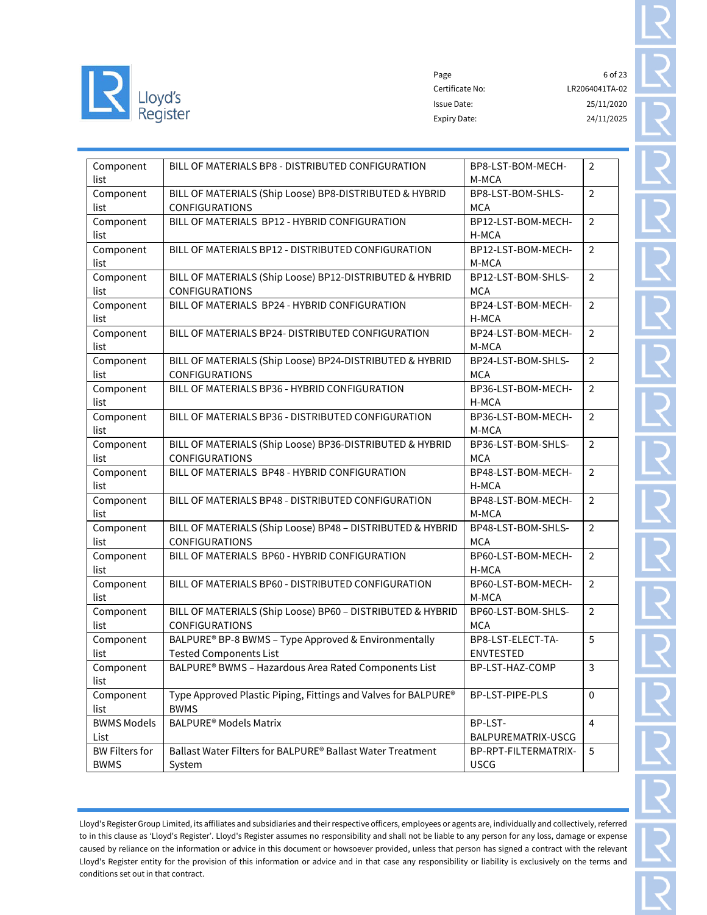| Component list | BILL OF MATERIALS BP8 - DISTRIBUTED CONFIGURATION | BP8-LST-BOM-MECH-M-MCA | 2 |
|---|---|---|---|
| Component list | BILL OF MATERIALS (Ship Loose) BP8-DISTRIBUTED & HYBRID CONFIGURATIONS | BP8-LST-BOM-SHLS-MCA | 2 |
| Component list | BILL OF MATERIALS BP12 - HYBRID CONFIGURATION | BP12-LST-BOM-MECH-H-MCA | 2 |
| Component list | BILL OF MATERIALS BP12 - DISTRIBUTED CONFIGURATION | BP12-LST-BOM-MECH-M-MCA | 2 |
| Component list | BILL OF MATERIALS (Ship Loose) BP12-DISTRIBUTED & HYBRID CONFIGURATIONS | BP12-LST-BOM-SHLS-MCA | 2 |
| Component list | BILL OF MATERIALS BP24 - HYBRID CONFIGURATION | BP24-LST-BOM-MECH-H-MCA | 2 |
| Component list | BILL OF MATERIALS BP24- DISTRIBUTED CONFIGURATION | BP24-LST-BOM-MECH-M-MCA | 2 |
| Component list | BILL OF MATERIALS (Ship Loose) BP24-DISTRIBUTED & HYBRID CONFIGURATIONS | BP24-LST-BOM-SHLS-MCA | 2 |
| Component list | BILL OF MATERIALS BP36 - HYBRID CONFIGURATION | BP36-LST-BOM-MECH-H-MCA | 2 |
| Component list | BILL OF MATERIALS BP36 - DISTRIBUTED CONFIGURATION | BP36-LST-BOM-MECH-M-MCA | 2 |
| Component list | BILL OF MATERIALS (Ship Loose) BP36-DISTRIBUTED & HYBRID CONFIGURATIONS | BP36-LST-BOM-SHLS-MCA | 2 |
| Component list | BILL OF MATERIALS BP48 - HYBRID CONFIGURATION | BP48-LST-BOM-MECH-H-MCA | 2 |
| Component list | BILL OF MATERIALS BP48 - DISTRIBUTED CONFIGURATION | BP48-LST-BOM-MECH-M-MCA | 2 |
| Component list | BILL OF MATERIALS (Ship Loose) BP48 – DISTRIBUTED & HYBRID CONFIGURATIONS | BP48-LST-BOM-SHLS-MCA | 2 |
| Component list | BILL OF MATERIALS BP60 - HYBRID CONFIGURATION | BP60-LST-BOM-MECH-H-MCA | 2 |
| Component list | BILL OF MATERIALS BP60 - DISTRIBUTED CONFIGURATION | BP60-LST-BOM-MECH-M-MCA | 2 |
| Component list | BILL OF MATERIALS (Ship Loose) BP60 – DISTRIBUTED & HYBRID CONFIGURATIONS | BP60-LST-BOM-SHLS-MCA | 2 |
| Component list | BALPURE® BP-8 BWMS – Type Approved & Environmentally Tested Components List | BP8-LST-ELECT-TA-ENVTESTED | 5 |
| Component list | BALPURE® BWMS – Hazardous Area Rated Components List | BP-LST-HAZ-COMP | 3 |
| Component list | Type Approved Plastic Piping, Fittings and Valves for BALPURE® BWMS | BP-LST-PIPE-PLS | 0 |
| BWMS Models List | BALPURE® Models Matrix | BP-LST-BALPUREMATRIX-USCG | 4 |
| BW Filters for BWMS | Ballast Water Filters for BALPURE® Ballast Water Treatment System | BP-RPT-FILTERMATRIX-USCG | 5 |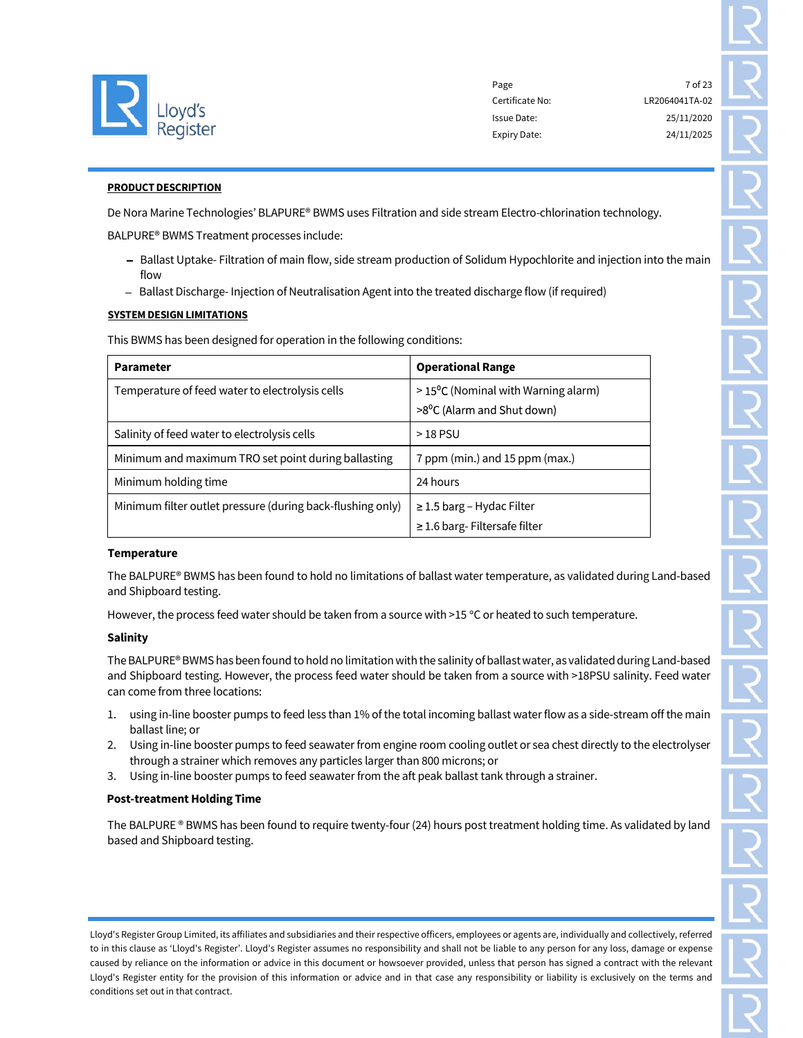**PRODUCT DESCRIPTION**

De Nora Marine Technologies' BLAPURE® BWMS uses Filtration and side stream Electro-chlorination technology.

BALPURE® BWMS Treatment processes include:

- Ballast Uptake- Filtration of main flow, side stream production of Solidum Hypochlorite and injection into the main flow
- Ballast Discharge- Injection of Neutralisation Agent into the treated discharge flow (if required)

**SYSTEM DESIGN LIMITATIONS**

This BWMS has been designed for operation in the following conditions:

| Parameter | Operational Range |
| --- | --- |
| Temperature of feed water to electrolysis cells | > 15°C (Nominal with Warning alarm)<br>>8°C (Alarm and Shut down) |
| Salinity of feed water to electrolysis cells | > 18 PSU |
| Minimum and maximum TRO set point during ballasting | 7 ppm (min.) and 15 ppm (max.) |
| Minimum holding time | 24 hours |
| Minimum filter outlet pressure (during back-flushing only) | ≥ 1.5 barg – Hydac Filter<br>≥ 1.6 barg- Filtersafe filter |

**Temperature**

The BALPURE® BWMS has been found to hold no limitations of ballast water temperature, as validated during Land-based and Shipboard testing.

However, the process feed water should be taken from a source with >15 °C or heated to such temperature.

**Salinity**

The BALPURE® BWMS has been found to hold no limitation with the salinity of ballast water, as validated during Land-based and Shipboard testing. However, the process feed water should be taken from a source with >18PSU salinity. Feed water can come from three locations:

1. using in-line booster pumps to feed less than 1% of the total incoming ballast water flow as a side-stream off the main ballast line; or
2. Using in-line booster pumps to feed seawater from engine room cooling outlet or sea chest directly to the electrolyser through a strainer which removes any particles larger than 800 microns; or
3. Using in-line booster pumps to feed seawater from the aft peak ballast tank through a strainer.

**Post-treatment Holding Time**

The BALPURE ® BWMS has been found to require twenty-four (24) hours post treatment holding time. As validated by land based and Shipboard testing.

Lloyd's Register Group Limited, its affiliates and subsidiaries and their respective officers, employees or agents are, individually and collectively, referred to in this clause as 'Lloyd's Register'. Lloyd's Register assumes no responsibility and shall not be liable to any person for any loss, damage or expense caused by reliance on the information or advice in this document or howsoever provided, unless that person has signed a contract with the relevant Lloyd's Register entity for the provision of this information or advice and in that case any responsibility or liability is exclusively on the terms and conditions set out in that contract.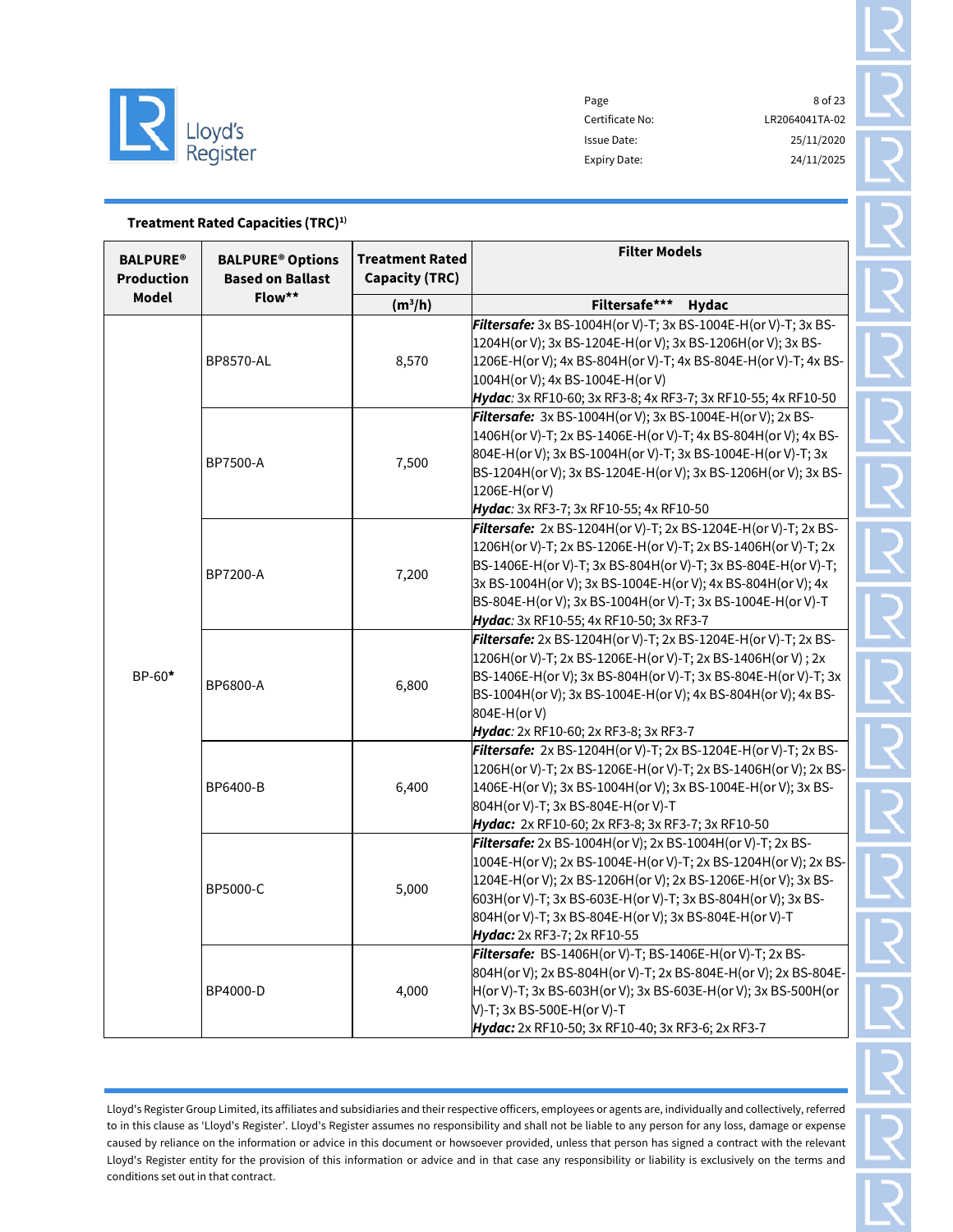**Treatment Rated Capacities (TRC)[1)]**

| BALPURE® Production Model | BALPURE® Options Based on Ballast Flow** | Treatment Rated Capacity (TRC) | Filter Models |
|---|---|---|---|
| | | (m³/h) | Filtersafe*** Hydac |
| BP-60* | BP8570-AL | 8,570 | ***Filtersafe:*** 3x BS-1004H(or V)-T; 3x BS-1004E-H(or V)-T; 3x BS-1204H(or V); 3x BS-1204E-H(or V); 3x BS-1206H(or V); 3x BS-1206E-H(or V); 4x BS-804H(or V)-T; 4x BS-804E-H(or V)-T; 4x BS-1004H(or V); 4x BS-1004E-H(or V)<br>***Hydac***: 3x RF10-60; 3x RF3-8; 4x RF3-7; 3x RF10-55; 4x RF10-50 |
| | BP7500-A | 7,500 | ***Filtersafe:*** 3x BS-1004H(or V); 3x BS-1004E-H(or V); 2x BS-1406H(or V)-T; 2x BS-1406E-H(or V)-T; 4x BS-804H(or V); 4x BS-804E-H(or V); 3x BS-1004H(or V)-T; 3x BS-1004E-H(or V)-T; 3x BS-1204H(or V); 3x BS-1204E-H(or V); 3x BS-1206H(or V); 3x BS-1206E-H(or V)<br>***Hydac***: 3x RF3-7; 3x RF10-55; 4x RF10-50 |
| | BP7200-A | 7,200 | ***Filtersafe:*** 2x BS-1204H(or V)-T; 2x BS-1204E-H(or V)-T; 2x BS-1206H(or V)-T; 2x BS-1206E-H(or V)-T; 2x BS-1406H(or V)-T; 2x BS-1406E-H(or V)-T; 3x BS-804H(or V)-T; 3x BS-804E-H(or V)-T; 3x BS-1004H(or V); 3x BS-1004E-H(or V); 4x BS-804H(or V); 4x BS-804E-H(or V); 3x BS-1004H(or V)-T; 3x BS-1004E-H(or V)-T<br>***Hydac***: 3x RF10-55; 4x RF10-50; 3x RF3-7 |
| | BP6800-A | 6,800 | ***Filtersafe:*** 2x BS-1204H(or V)-T; 2x BS-1204E-H(or V)-T; 2x BS-1206H(or V)-T; 2x BS-1206E-H(or V)-T; 2x BS-1406H(or V) ; 2x BS-1406E-H(or V); 3x BS-804H(or V)-T; 3x BS-804E-H(or V)-T; 3x BS-1004H(or V); 3x BS-1004E-H(or V); 4x BS-804H(or V); 4x BS-804E-H(or V)<br>***Hydac***: 2x RF10-60; 2x RF3-8; 3x RF3-7 |
| | BP6400-B | 6,400 | ***Filtersafe:*** 2x BS-1204H(or V)-T; 2x BS-1204E-H(or V)-T; 2x BS-1206H(or V)-T; 2x BS-1206E-H(or V)-T; 2x BS-1406H(or V); 2x BS-1406E-H(or V); 3x BS-1004H(or V); 3x BS-1004E-H(or V); 3x BS-804H(or V)-T; 3x BS-804E-H(or V)-T<br>***Hydac:*** 2x RF10-60; 2x RF3-8; 3x RF3-7; 3x RF10-50 |
| | BP5000-C | 5,000 | ***Filtersafe:*** 2x BS-1004H(or V); 2x BS-1004H(or V)-T; 2x BS-1004E-H(or V); 2x BS-1004E-H(or V)-T; 2x BS-1204H(or V); 2x BS-1204E-H(or V); 2x BS-1206H(or V); 2x BS-1206E-H(or V); 3x BS-603H(or V)-T; 3x BS-603E-H(or V)-T; 3x BS-804H(or V); 3x BS-804H(or V)-T; 3x BS-804E-H(or V); 3x BS-804E-H(or V)-T<br>***Hydac:*** 2x RF3-7; 2x RF10-55 |
| | BP4000-D | 4,000 | ***Filtersafe:*** BS-1406H(or V)-T; BS-1406E-H(or V)-T; 2x BS-804H(or V); 2x BS-804H(or V)-T; 2x BS-804E-H(or V); 2x BS-804E-H(or V)-T; 3x BS-603H(or V); 3x BS-603E-H(or V); 3x BS-500H(or V)-T; 3x BS-500E-H(or V)-T<br>***Hydac:*** 2x RF10-50; 3x RF10-40; 3x RF3-6; 2x RF3-7 |

Lloyd's Register Group Limited, its affiliates and subsidiaries and their respective officers, employees or agents are, individually and collectively, referred to in this clause as 'Lloyd's Register'. Lloyd's Register assumes no responsibility and shall not be liable to any person for any loss, damage or expense caused by reliance on the information or advice in this document or howsoever provided, unless that person has signed a contract with the relevant Lloyd's Register entity for the provision of this information or advice and in that case any responsibility or liability is exclusively on the terms and conditions set out in that contract.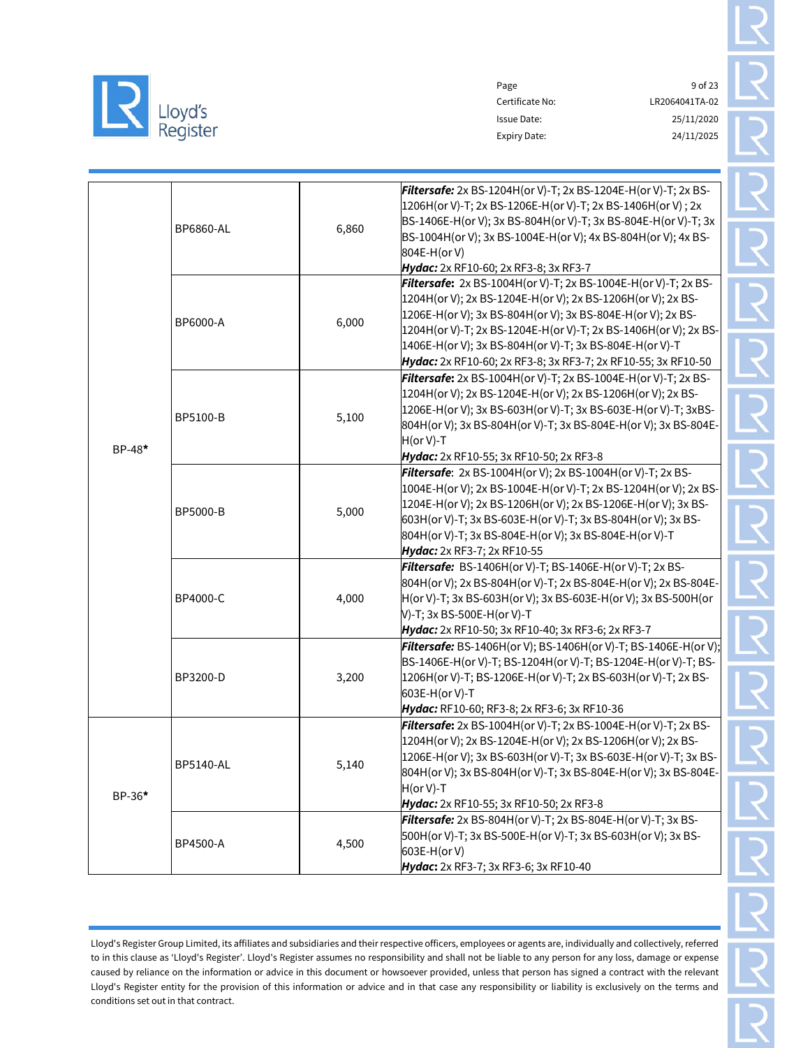| | | | |
|---|---|---|---|
| BP-48* | BP6860-AL | 6,860 | ***Filtersafe:*** 2x BS-1204H(or V)-T; 2x BS-1204E-H(or V)-T; 2x BS-1206H(or V)-T; 2x BS-1206E-H(or V)-T; 2x BS-1406H(or V) ; 2x BS-1406E-H(or V); 3x BS-804H(or V)-T; 3x BS-804E-H(or V)-T; 3x BS-1004H(or V); 3x BS-1004E-H(or V); 4x BS-804H(or V); 4x BS-804E-H(or V) <br> ***Hydac:*** 2x RF10-60; 2x RF3-8; 3x RF3-7 |
| | BP6000-A | 6,000 | ***Filtersafe:*** 2x BS-1004H(or V)-T; 2x BS-1004E-H(or V)-T; 2x BS-1204H(or V); 2x BS-1204E-H(or V); 2x BS-1206H(or V); 2x BS-1206E-H(or V); 3x BS-804H(or V); 3x BS-804E-H(or V); 2x BS-1204H(or V)-T; 2x BS-1204E-H(or V)-T; 2x BS-1406H(or V); 2x BS-1406E-H(or V); 3x BS-804H(or V)-T; 3x BS-804E-H(or V)-T <br> ***Hydac:*** 2x RF10-60; 2x RF3-8; 3x RF3-7; 2x RF10-55; 3x RF10-50 |
| | BP5100-B | 5,100 | ***Filtersafe:*** 2x BS-1004H(or V)-T; 2x BS-1004E-H(or V)-T; 2x BS-1204H(or V); 2x BS-1204E-H(or V); 2x BS-1206H(or V); 2x BS-1206E-H(or V); 3x BS-603H(or V)-T; 3x BS-603E-H(or V)-T; 3xBS-804H(or V); 3x BS-804H(or V)-T; 3x BS-804E-H(or V); 3x BS-804E-H(or V)-T <br> ***Hydac:*** 2x RF10-55; 3x RF10-50; 2x RF3-8 |
| | BP5000-B | 5,000 | ***Filtersafe:*** 2x BS-1004H(or V); 2x BS-1004H(or V)-T; 2x BS-1004E-H(or V); 2x BS-1004E-H(or V)-T; 2x BS-1204H(or V); 2x BS-1204E-H(or V); 2x BS-1206H(or V); 2x BS-1206E-H(or V); 3x BS-603H(or V)-T; 3x BS-603E-H(or V)-T; 3x BS-804H(or V); 3x BS-804H(or V)-T; 3x BS-804E-H(or V); 3x BS-804E-H(or V)-T <br> ***Hydac:*** 2x RF3-7; 2x RF10-55 |
| | BP4000-C | 4,000 | ***Filtersafe:*** BS-1406H(or V)-T; BS-1406E-H(or V)-T; 2x BS-804H(or V); 2x BS-804H(or V)-T; 2x BS-804E-H(or V); 2x BS-804E-H(or V)-T; 3x BS-603H(or V); 3x BS-603E-H(or V); 3x BS-500H(or V)-T; 3x BS-500E-H(or V)-T <br> ***Hydac:*** 2x RF10-50; 3x RF10-40; 3x RF3-6; 2x RF3-7 |
| | BP3200-D | 3,200 | ***Filtersafe:*** BS-1406H(or V); BS-1406H(or V)-T; BS-1406E-H(or V); BS-1406E-H(or V)-T; BS-1204H(or V)-T; BS-1204E-H(or V)-T; BS-1206H(or V)-T; BS-1206E-H(or V)-T; 2x BS-603H(or V)-T; 2x BS-603E-H(or V)-T <br> ***Hydac:*** RF10-60; RF3-8; 2x RF3-6; 3x RF10-36 |
| BP-36* | BP5140-AL | 5,140 | ***Filtersafe:*** 2x BS-1004H(or V)-T; 2x BS-1004E-H(or V)-T; 2x BS-1204H(or V); 2x BS-1204E-H(or V); 2x BS-1206H(or V); 2x BS-1206E-H(or V); 3x BS-603H(or V)-T; 3x BS-603E-H(or V)-T; 3x BS-804H(or V); 3x BS-804H(or V)-T; 3x BS-804E-H(or V); 3x BS-804E-H(or V)-T <br> ***Hydac:*** 2x RF10-55; 3x RF10-50; 2x RF3-8 |
| | BP4500-A | 4,500 | ***Filtersafe:*** 2x BS-804H(or V)-T; 2x BS-804E-H(or V)-T; 3x BS-500H(or V)-T; 3x BS-500E-H(or V)-T; 3x BS-603H(or V); 3x BS-603E-H(or V) <br> ***Hydac:*** 2x RF3-7; 3x RF3-6; 3x RF10-40 |

Lloyd's Register Group Limited, its affiliates and subsidiaries and their respective officers, employees or agents are, individually and collectively, referred to in this clause as 'Lloyd's Register'. Lloyd's Register assumes no responsibility and shall not be liable to any person for any loss, damage or expense caused by reliance on the information or advice in this document or howsoever provided, unless that person has signed a contract with the relevant Lloyd's Register entity for the provision of this information or advice and in that case any responsibility or liability is exclusively on the terms and conditions set out in that contract.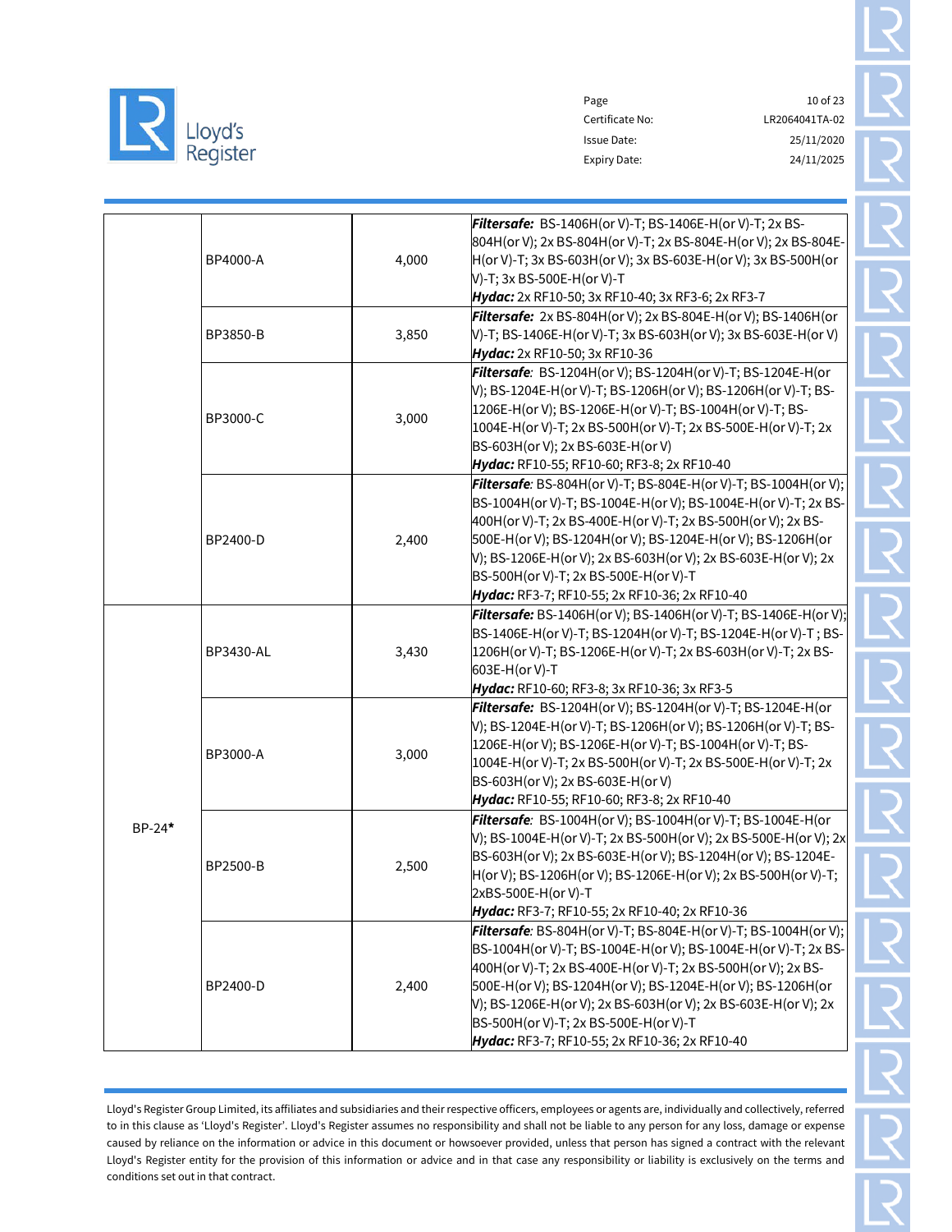| | | | |
|---|---|---|---|
| | BP4000-A | 4,000 | ***Filtersafe:*** BS-1406H(or V)-T; BS-1406E-H(or V)-T; 2x BS-804H(or V); 2x BS-804H(or V)-T; 2x BS-804E-H(or V); 2x BS-804E-H(or V)-T; 3x BS-603H(or V); 3x BS-603E-H(or V); 3x BS-500H(or V)-T; 3x BS-500E-H(or V)-T<br>***Hydac:*** 2x RF10-50; 3x RF10-40; 3x RF3-6; 2x RF3-7 |
| | BP3850-B | 3,850 | ***Filtersafe:*** 2x BS-804H(or V); 2x BS-804E-H(or V); BS-1406H(or V)-T; BS-1406E-H(or V)-T; 3x BS-603H(or V); 3x BS-603E-H(or V)<br>***Hydac:*** 2x RF10-50; 3x RF10-36 |
| | BP3000-C | 3,000 | ***Filtersafe:*** BS-1204H(or V); BS-1204H(or V)-T; BS-1204E-H(or V); BS-1204E-H(or V)-T; BS-1206H(or V); BS-1206H(or V)-T; BS-1206E-H(or V); BS-1206E-H(or V)-T; BS-1004H(or V)-T; BS-1004E-H(or V)-T; 2x BS-500H(or V)-T; 2x BS-500E-H(or V)-T; 2x BS-603H(or V); 2x BS-603E-H(or V)<br>***Hydac:*** RF10-55; RF10-60; RF3-8; 2x RF10-40 |
| | BP2400-D | 2,400 | ***Filtersafe:*** BS-804H(or V)-T; BS-804E-H(or V)-T; BS-1004H(or V); BS-1004H(or V)-T; BS-1004E-H(or V); BS-1004E-H(or V)-T; 2x BS-400H(or V)-T; 2x BS-400E-H(or V)-T; 2x BS-500H(or V); 2x BS-500E-H(or V); BS-1204H(or V); BS-1204E-H(or V); BS-1206H(or V); BS-1206E-H(or V); 2x BS-603H(or V); 2x BS-603E-H(or V); 2x BS-500H(or V)-T; 2x BS-500E-H(or V)-T<br>***Hydac:*** RF3-7; RF10-55; 2x RF10-36; 2x RF10-40 |
| BP-24* | BP3430-AL | 3,430 | ***Filtersafe:*** BS-1406H(or V); BS-1406H(or V)-T; BS-1406E-H(or V); BS-1406E-H(or V)-T; BS-1204H(or V)-T; BS-1204E-H(or V)-T ; BS-1206H(or V)-T; BS-1206E-H(or V)-T; 2x BS-603H(or V)-T; 2x BS-603E-H(or V)-T<br>***Hydac:*** RF10-60; RF3-8; 3x RF10-36; 3x RF3-5 |
| | BP3000-A | 3,000 | ***Filtersafe:*** BS-1204H(or V); BS-1204H(or V)-T; BS-1204E-H(or V); BS-1204E-H(or V)-T; BS-1206H(or V); BS-1206H(or V)-T; BS-1206E-H(or V); BS-1206E-H(or V)-T; BS-1004H(or V)-T; BS-1004E-H(or V)-T; 2x BS-500H(or V)-T; 2x BS-500E-H(or V)-T; 2x BS-603H(or V); 2x BS-603E-H(or V)<br>***Hydac:*** RF10-55; RF10-60; RF3-8; 2x RF10-40 |
| | BP2500-B | 2,500 | ***Filtersafe:*** BS-1004H(or V); BS-1004H(or V)-T; BS-1004E-H(or V); BS-1004E-H(or V)-T; 2x BS-500H(or V); 2x BS-500E-H(or V); 2x BS-603H(or V); 2x BS-603E-H(or V); BS-1204H(or V); BS-1204E-H(or V); BS-1206H(or V); BS-1206E-H(or V); 2x BS-500H(or V)-T; 2xBS-500E-H(or V)-T<br>***Hydac:*** RF3-7; RF10-55; 2x RF10-40; 2x RF10-36 |
| | BP2400-D | 2,400 | ***Filtersafe:*** BS-804H(or V)-T; BS-804E-H(or V)-T; BS-1004H(or V); BS-1004H(or V)-T; BS-1004E-H(or V); BS-1004E-H(or V)-T; 2x BS-400H(or V)-T; 2x BS-400E-H(or V)-T; 2x BS-500H(or V); 2x BS-500E-H(or V); BS-1204H(or V); BS-1204E-H(or V); BS-1206H(or V); BS-1206E-H(or V); 2x BS-603H(or V); 2x BS-603E-H(or V); 2x BS-500H(or V)-T; 2x BS-500E-H(or V)-T<br>***Hydac:*** RF3-7; RF10-55; 2x RF10-36; 2x RF10-40 |

Lloyd's Register Group Limited, its affiliates and subsidiaries and their respective officers, employees or agents are, individually and collectively, referred to in this clause as 'Lloyd's Register'. Lloyd's Register assumes no responsibility and shall not be liable to any person for any loss, damage or expense caused by reliance on the information or advice in this document or howsoever provided, unless that person has signed a contract with the relevant Lloyd's Register entity for the provision of this information or advice and in that case any responsibility or liability is exclusively on the terms and conditions set out in that contract.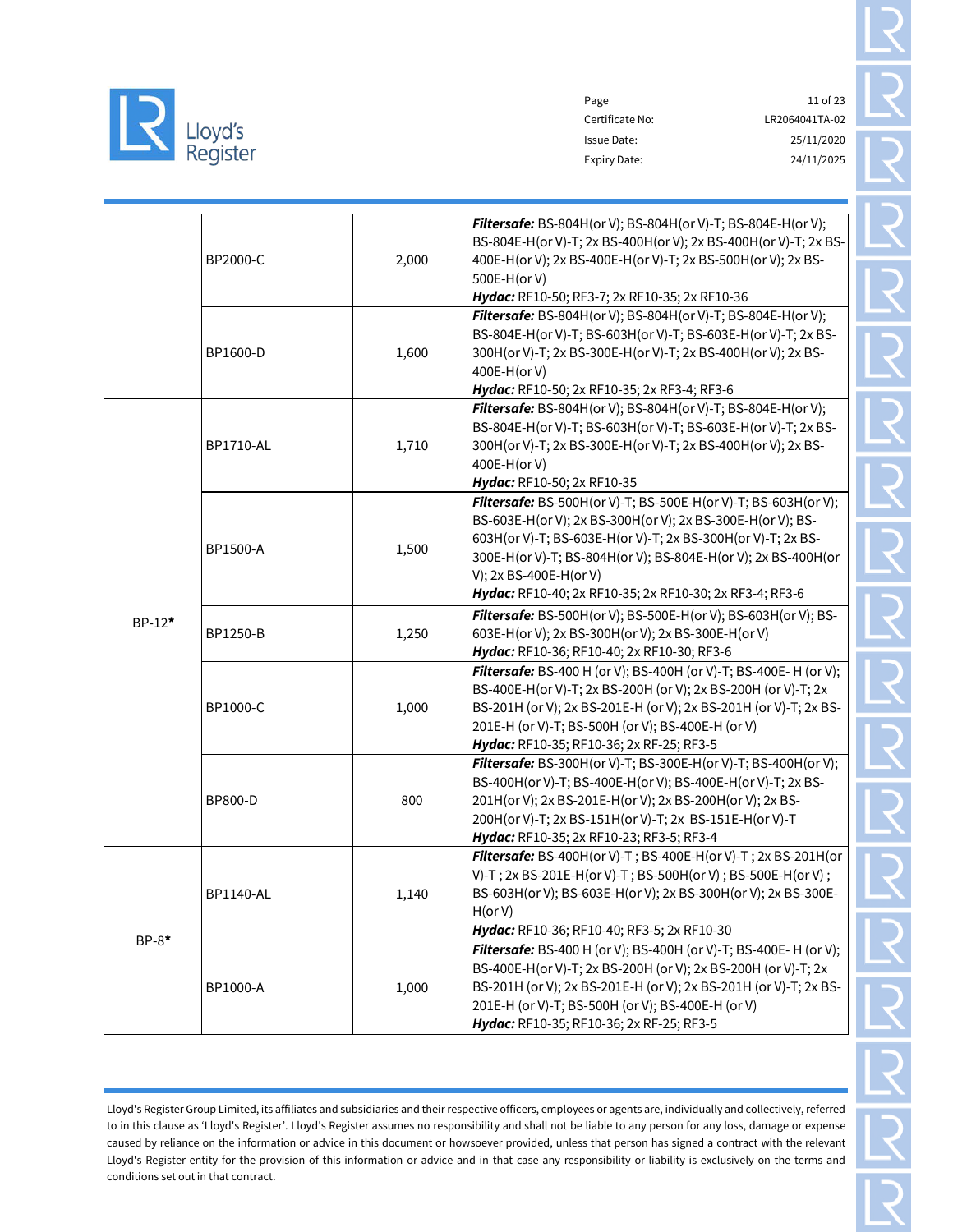| | | | |
|---|---|---|---|
| | BP2000-C | 2,000 | ***Filtersafe:*** BS-804H(or V); BS-804H(or V)-T; BS-804E-H(or V); BS-804E-H(or V)-T; 2x BS-400H(or V); 2x BS-400H(or V)-T; 2x BS-400E-H(or V); 2x BS-400E-H(or V)-T; 2x BS-500H(or V); 2x BS-500E-H(or V)<br>***Hydac:*** RF10-50; RF3-7; 2x RF10-35; 2x RF10-36 |
| | BP1600-D | 1,600 | ***Filtersafe:*** BS-804H(or V); BS-804H(or V)-T; BS-804E-H(or V); BS-804E-H(or V)-T; BS-603H(or V)-T; BS-603E-H(or V)-T; 2x BS-300H(or V)-T; 2x BS-300E-H(or V)-T; 2x BS-400H(or V); 2x BS-400E-H(or V)<br>***Hydac:*** RF10-50; 2x RF10-35; 2x RF3-4; RF3-6 |
| BP-12* | BP1710-AL | 1,710 | ***Filtersafe:*** BS-804H(or V); BS-804H(or V)-T; BS-804E-H(or V); BS-804E-H(or V)-T; BS-603H(or V)-T; BS-603E-H(or V)-T; 2x BS-300H(or V)-T; 2x BS-300E-H(or V)-T; 2x BS-400H(or V); 2x BS-400E-H(or V)<br>***Hydac:*** RF10-50; 2x RF10-35 |
| | BP1500-A | 1,500 | ***Filtersafe:*** BS-500H(or V)-T; BS-500E-H(or V)-T; BS-603H(or V); BS-603E-H(or V); 2x BS-300H(or V); 2x BS-300E-H(or V); BS-603H(or V)-T; BS-603E-H(or V)-T; 2x BS-300H(or V)-T; 2x BS-300E-H(or V)-T; BS-804H(or V); BS-804E-H(or V); 2x BS-400H(or V); 2x BS-400E-H(or V)<br>***Hydac:*** RF10-40; 2x RF10-35; 2x RF10-30; 2x RF3-4; RF3-6 |
| | BP1250-B | 1,250 | ***Filtersafe:*** BS-500H(or V); BS-500E-H(or V); BS-603H(or V); BS-603E-H(or V); 2x BS-300H(or V); 2x BS-300E-H(or V)<br>***Hydac:*** RF10-36; RF10-40; 2x RF10-30; RF3-6 |
| | BP1000-C | 1,000 | ***Filtersafe:*** BS-400 H (or V); BS-400H (or V)-T; BS-400E- H (or V); BS-400E-H(or V)-T; 2x BS-200H (or V); 2x BS-200H (or V)-T; 2x BS-201H (or V); 2x BS-201E-H (or V); 2x BS-201H (or V)-T; 2x BS-201E-H (or V)-T; BS-500H (or V); BS-400E-H (or V)<br>***Hydac:*** RF10-35; RF10-36; 2x RF-25; RF3-5 |
| | BP800-D | 800 | ***Filtersafe:*** BS-300H(or V)-T; BS-300E-H(or V)-T; BS-400H(or V); BS-400H(or V)-T; BS-400E-H(or V); BS-400E-H(or V)-T; 2x BS-201H(or V); 2x BS-201E-H(or V); 2x BS-200H(or V); 2x BS-200H(or V)-T; 2x BS-151H(or V)-T; 2x BS-151E-H(or V)-T<br>***Hydac:*** RF10-35; 2x RF10-23; RF3-5; RF3-4 |
| BP-8* | BP1140-AL | 1,140 | ***Filtersafe:*** BS-400H(or V)-T ; BS-400E-H(or V)-T ; 2x BS-201H(or V)-T ; 2x BS-201E-H(or V)-T ; BS-500H(or V) ; BS-500E-H(or V) ; BS-603H(or V); BS-603E-H(or V); 2x BS-300H(or V); 2x BS-300E-H(or V)<br>***Hydac:*** RF10-36; RF10-40; RF3-5; 2x RF10-30 |
| | BP1000-A | 1,000 | ***Filtersafe:*** BS-400 H (or V); BS-400H (or V)-T; BS-400E- H (or V); BS-400E-H(or V)-T; 2x BS-200H (or V); 2x BS-200H (or V)-T; 2x BS-201H (or V); 2x BS-201E-H (or V); 2x BS-201H (or V)-T; 2x BS-201E-H (or V)-T; BS-500H (or V); BS-400E-H (or V)<br>***Hydac:*** RF10-35; RF10-36; 2x RF-25; RF3-5 |

Lloyd's Register Group Limited, its affiliates and subsidiaries and their respective officers, employees or agents are, individually and collectively, referred to in this clause as 'Lloyd's Register'. Lloyd's Register assumes no responsibility and shall not be liable to any person for any loss, damage or expense caused by reliance on the information or advice in this document or howsoever provided, unless that person has signed a contract with the relevant Lloyd's Register entity for the provision of this information or advice and in that case any responsibility or liability is exclusively on the terms and conditions set out in that contract.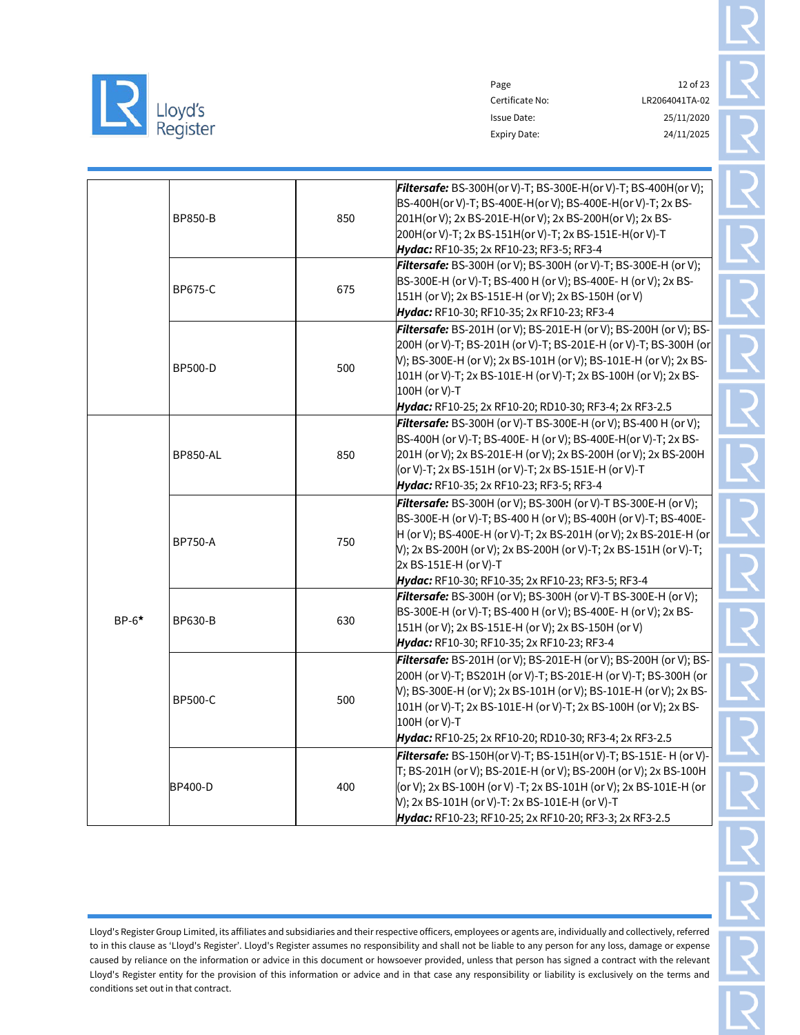| | | | |
|---|---|---|---|
| | BP850-B | 850 | ***Filtersafe:*** BS-300H(or V)-T; BS-300E-H(or V)-T; BS-400H(or V); BS-400H(or V)-T; BS-400E-H(or V); BS-400E-H(or V)-T; 2x BS-201H(or V); 2x BS-201E-H(or V); 2x BS-200H(or V); 2x BS-200H(or V)-T; 2x BS-151H(or V)-T; 2x BS-151E-H(or V)-T<br>***Hydac:*** RF10-35; 2x RF10-23; RF3-5; RF3-4 |
| | BP675-C | 675 | ***Filtersafe:*** BS-300H (or V); BS-300H (or V)-T; BS-300E-H (or V); BS-300E-H (or V)-T; BS-400 H (or V); BS-400E- H (or V); 2x BS-151H (or V); 2x BS-151E-H (or V); 2x BS-150H (or V)<br>***Hydac:*** RF10-30; RF10-35; 2x RF10-23; RF3-4 |
| | BP500-D | 500 | ***Filtersafe:*** BS-201H (or V); BS-201E-H (or V); BS-200H (or V); BS-200H (or V)-T; BS-201H (or V)-T; BS-201E-H (or V)-T; BS-300H (or V); BS-300E-H (or V); 2x BS-101H (or V); BS-101E-H (or V); 2x BS-101H (or V)-T; 2x BS-101E-H (or V)-T; 2x BS-100H (or V); 2x BS-100H (or V)-T<br>***Hydac:*** RF10-25; 2x RF10-20; RD10-30; RF3-4; 2x RF3-2.5 |
| BP-6* | BP850-AL | 850 | ***Filtersafe:*** BS-300H (or V)-T BS-300E-H (or V); BS-400 H (or V); BS-400H (or V)-T; BS-400E- H (or V); BS-400E-H(or V)-T; 2x BS-201H (or V); 2x BS-201E-H (or V); 2x BS-200H (or V); 2x BS-200H (or V)-T; 2x BS-151H (or V)-T; 2x BS-151E-H (or V)-T<br>***Hydac:*** RF10-35; 2x RF10-23; RF3-5; RF3-4 |
| | BP750-A | 750 | ***Filtersafe:*** BS-300H (or V); BS-300H (or V)-T BS-300E-H (or V); BS-300E-H (or V)-T; BS-400 H (or V); BS-400H (or V)-T; BS-400E-H (or V); BS-400E-H (or V)-T; 2x BS-201H (or V); 2x BS-201E-H (or V); 2x BS-200H (or V); 2x BS-200H (or V)-T; 2x BS-151H (or V)-T; 2x BS-151E-H (or V)-T<br>***Hydac:*** RF10-30; RF10-35; 2x RF10-23; RF3-5; RF3-4 |
| | BP630-B | 630 | ***Filtersafe:*** BS-300H (or V); BS-300H (or V)-T BS-300E-H (or V); BS-300E-H (or V)-T; BS-400 H (or V); BS-400E- H (or V); 2x BS-151H (or V); 2x BS-151E-H (or V); 2x BS-150H (or V)<br>***Hydac:*** RF10-30; RF10-35; 2x RF10-23; RF3-4 |
| | BP500-C | 500 | ***Filtersafe:*** BS-201H (or V); BS-201E-H (or V); BS-200H (or V); BS-200H (or V)-T; BS201H (or V)-T; BS-201E-H (or V)-T; BS-300H (or V); BS-300E-H (or V); 2x BS-101H (or V); BS-101E-H (or V); 2x BS-101H (or V)-T; 2x BS-101E-H (or V)-T; 2x BS-100H (or V); 2x BS-100H (or V)-T<br>***Hydac:*** RF10-25; 2x RF10-20; RD10-30; RF3-4; 2x RF3-2.5 |
| | BP400-D | 400 | ***Filtersafe:*** BS-150H(or V)-T; BS-151H(or V)-T; BS-151E- H (or V)-T; BS-201H (or V); BS-201E-H (or V); BS-200H (or V); 2x BS-100H (or V); 2x BS-100H (or V) -T; 2x BS-101H (or V); 2x BS-101E-H (or V); 2x BS-101H (or V)-T: 2x BS-101E-H (or V)-T<br>***Hydac:*** RF10-23; RF10-25; 2x RF10-20; RF3-3; 2x RF3-2.5 |

Lloyd's Register Group Limited, its affiliates and subsidiaries and their respective officers, employees or agents are, individually and collectively, referred to in this clause as 'Lloyd's Register'. Lloyd's Register assumes no responsibility and shall not be liable to any person for any loss, damage or expense caused by reliance on the information or advice in this document or howsoever provided, unless that person has signed a contract with the relevant Lloyd's Register entity for the provision of this information or advice and in that case any responsibility or liability is exclusively on the terms and conditions set out in that contract.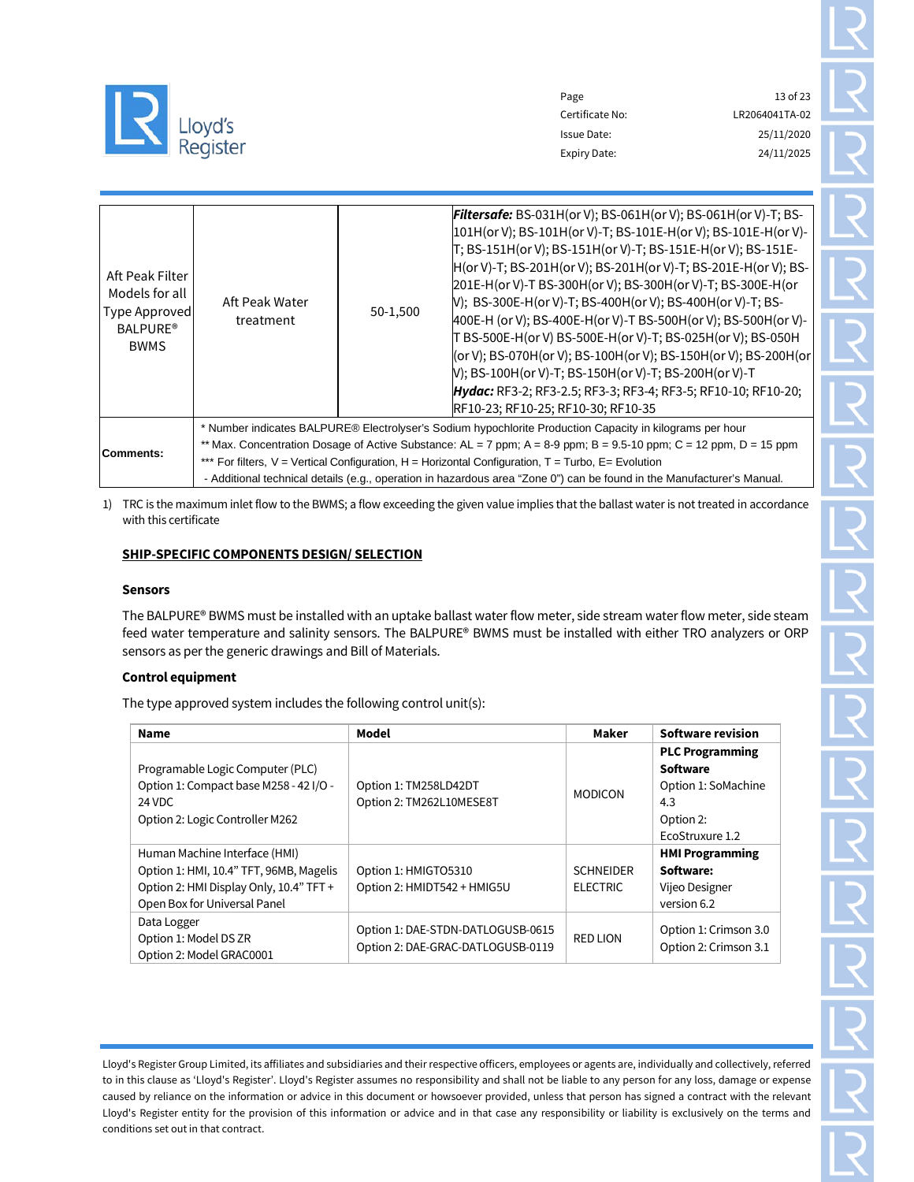| | | | |
|---|---|---|---|
| Aft Peak Filter Models for all Type Approved BALPURE® BWMS | Aft Peak Water treatment | 50-1,500 | ***Filtersafe:*** BS-031H(or V); BS-061H(or V); BS-061H(or V)-T; BS-101H(or V); BS-101H(or V)-T; BS-101E-H(or V); BS-101E-H(or V)-T; BS-151H(or V); BS-151H(or V)-T; BS-151E-H(or V); BS-151E-H(or V)-T; BS-201H(or V); BS-201H(or V)-T; BS-201E-H(or V); BS-201E-H(or V)-T BS-300H(or V); BS-300H(or V)-T; BS-300E-H(or V); BS-300E-H(or V)-T; BS-400H(or V); BS-400H(or V)-T; BS-400E-H (or V); BS-400E-H(or V)-T BS-500H(or V); BS-500H(or V)-T BS-500E-H(or V) BS-500E-H(or V)-T; BS-025H(or V); BS-050H (or V); BS-070H(or V); BS-100H(or V); BS-150H(or V); BS-200H(or V); BS-100H(or V)-T; BS-150H(or V)-T; BS-200H(or V)-T ***Hydac:*** RF3-2; RF3-2.5; RF3-3; RF3-4; RF3-5; RF10-10; RF10-20; RF10-23; RF10-25; RF10-30; RF10-35 |
| **Comments:** | * Number indicates BALPURE® Electrolyser's Sodium hypochlorite Production Capacity in kilograms per hour<br>** Max. Concentration Dosage of Active Substance: AL = 7 ppm; A = 8-9 ppm; B = 9.5-10 ppm; C = 12 ppm, D = 15 ppm<br>*** For filters, V = Vertical Configuration, H = Horizontal Configuration, T = Turbo, E= Evolution<br>- Additional technical details (e.g., operation in hazardous area "Zone 0") can be found in the Manufacturer's Manual. | | |

1) TRC is the maximum inlet flow to the BWMS; a flow exceeding the given value implies that the ballast water is not treated in accordance with this certificate

## SHIP-SPECIFIC COMPONENTS DESIGN/ SELECTION

### Sensors

The BALPURE® BWMS must be installed with an uptake ballast water flow meter, side stream water flow meter, side steam feed water temperature and salinity sensors. The BALPURE® BWMS must be installed with either TRO analyzers or ORP sensors as per the generic drawings and Bill of Materials.

### Control equipment

The type approved system includes the following control unit(s):

| Name | Model | Maker | Software revision |
|---|---|---|---|
| Programable Logic Computer (PLC)<br>Option 1: Compact base M258 - 42 I/O - 24 VDC<br>Option 2: Logic Controller M262 | Option 1: TM258LD42DT<br>Option 2: TM262L10MESE8T | MODICON | **PLC Programming Software**<br>Option 1: SoMachine 4.3<br>Option 2: EcoStruxure 1.2 |
| Human Machine Interface (HMI)<br>Option 1: HMI, 10.4" TFT, 96MB, Magelis<br>Option 2: HMI Display Only, 10.4" TFT + Open Box for Universal Panel | Option 1: HMIGTO5310<br>Option 2: HMIDT542 + HMIG5U | SCHNEIDER ELECTRIC | **HMI Programming Software:**<br>Vijeo Designer version 6.2 |
| Data Logger<br>Option 1: Model DS ZR<br>Option 2: Model GRAC0001 | Option 1: DAE-STDN-DATLOGUSB-0615<br>Option 2: DAE-GRAC-DATLOGUSB-0119 | RED LION | Option 1: Crimson 3.0<br>Option 2: Crimson 3.1 |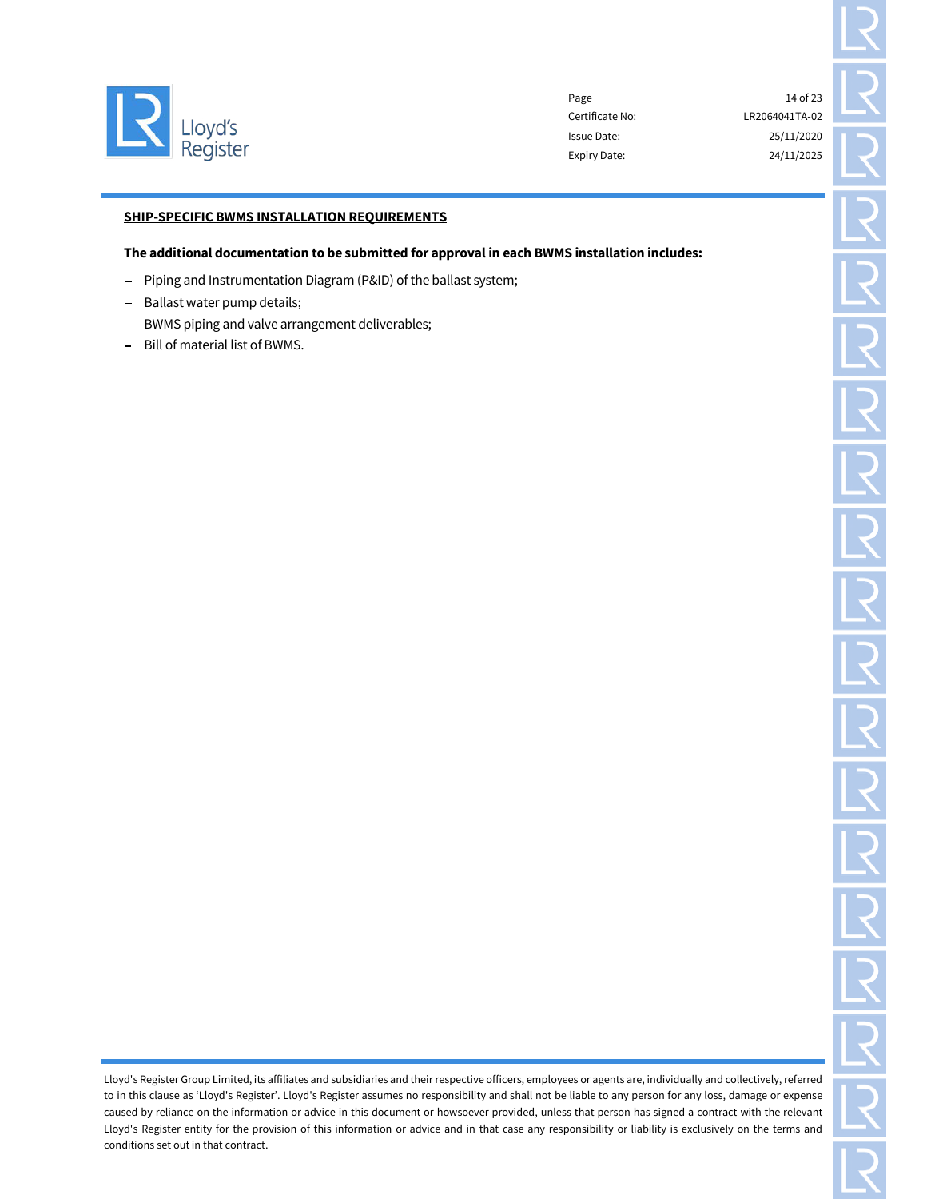**SHIP-SPECIFIC BWMS INSTALLATION REQUIREMENTS**

**The additional documentation to be submitted for approval in each BWMS installation includes:**

- Piping and Instrumentation Diagram (P&ID) of the ballast system;
- Ballast water pump details;
- BWMS piping and valve arrangement deliverables;
- Bill of material list of BWMS.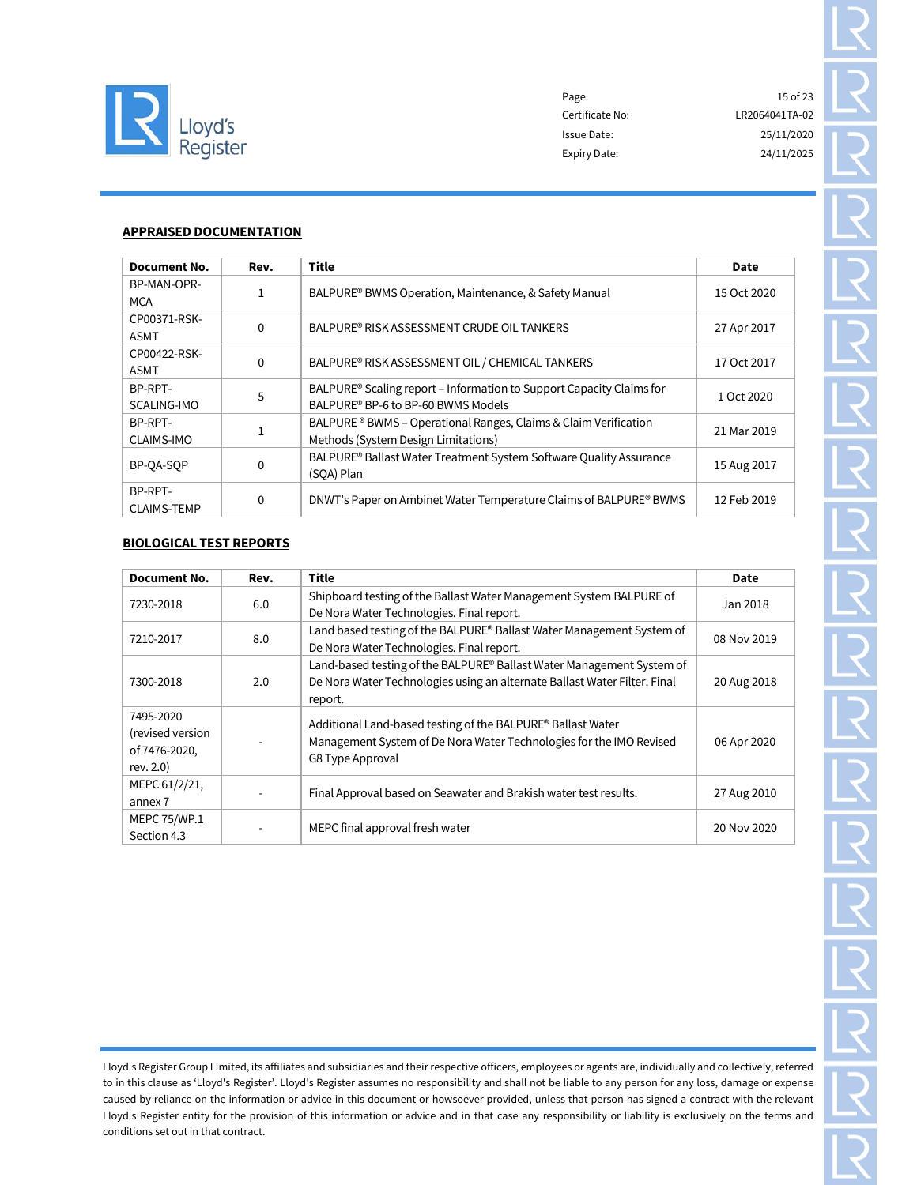## APPRAISED DOCUMENTATION

| Document No. | Rev. | Title | Date |
|---|---|---|---|
| BP-MAN-OPR-MCA | 1 | BALPURE® BWMS Operation, Maintenance, & Safety Manual | 15 Oct 2020 |
| CP00371-RSK-ASMT | 0 | BALPURE® RISK ASSESSMENT CRUDE OIL TANKERS | 27 Apr 2017 |
| CP00422-RSK-ASMT | 0 | BALPURE® RISK ASSESSMENT OIL / CHEMICAL TANKERS | 17 Oct 2017 |
| BP-RPT-SCALING-IMO | 5 | BALPURE® Scaling report – Information to Support Capacity Claims for BALPURE® BP-6 to BP-60 BWMS Models | 1 Oct 2020 |
| BP-RPT-CLAIMS-IMO | 1 | BALPURE ® BWMS – Operational Ranges, Claims & Claim Verification Methods (System Design Limitations) | 21 Mar 2019 |
| BP-QA-SQP | 0 | BALPURE® Ballast Water Treatment System Software Quality Assurance (SQA) Plan | 15 Aug 2017 |
| BP-RPT-CLAIMS-TEMP | 0 | DNWT's Paper on Ambinet Water Temperature Claims of BALPURE® BWMS | 12 Feb 2019 |

## BIOLOGICAL TEST REPORTS

| Document No. | Rev. | Title | Date |
|---|---|---|---|
| 7230-2018 | 6.0 | Shipboard testing of the Ballast Water Management System BALPURE of De Nora Water Technologies. Final report. | Jan 2018 |
| 7210-2017 | 8.0 | Land based testing of the BALPURE® Ballast Water Management System of De Nora Water Technologies. Final report. | 08 Nov 2019 |
| 7300-2018 | 2.0 | Land-based testing of the BALPURE® Ballast Water Management System of De Nora Water Technologies using an alternate Ballast Water Filter. Final report. | 20 Aug 2018 |
| 7495-2020 (revised version of 7476-2020, rev. 2.0) | - | Additional Land-based testing of the BALPURE® Ballast Water Management System of De Nora Water Technologies for the IMO Revised G8 Type Approval | 06 Apr 2020 |
| MEPC 61/2/21, annex 7 | - | Final Approval based on Seawater and Brakish water test results. | 27 Aug 2010 |
| MEPC 75/WP.1 Section 4.3 | - | MEPC final approval fresh water | 20 Nov 2020 |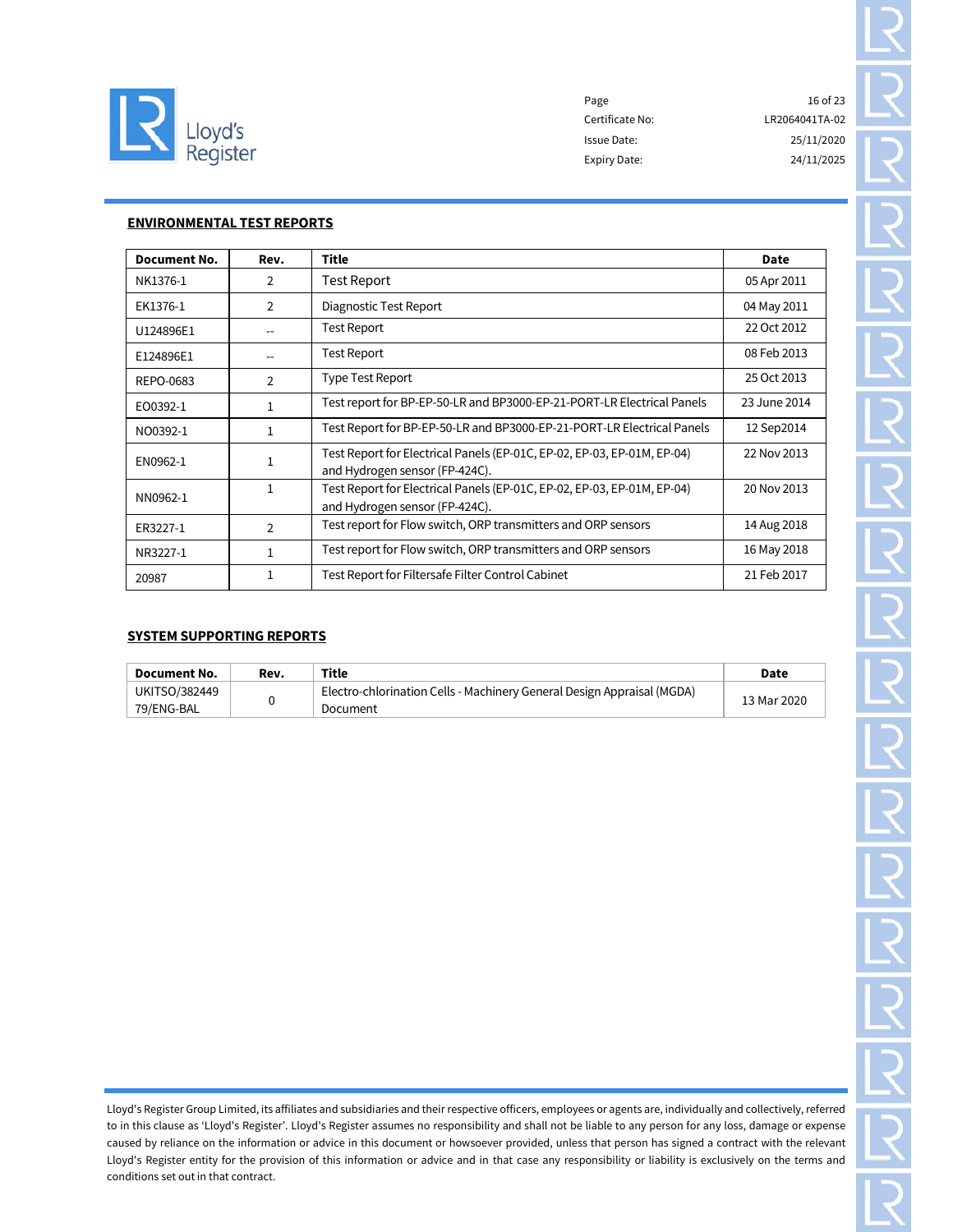## ENVIRONMENTAL TEST REPORTS

| Document No. | Rev. | Title | Date |
|---|---|---|---|
| NK1376-1 | 2 | Test Report | 05 Apr 2011 |
| EK1376-1 | 2 | Diagnostic Test Report | 04 May 2011 |
| U124896E1 | -- | Test Report | 22 Oct 2012 |
| E124896E1 | -- | Test Report | 08 Feb 2013 |
| REPO-0683 | 2 | Type Test Report | 25 Oct 2013 |
| EO0392-1 | 1 | Test report for BP-EP-50-LR and BP3000-EP-21-PORT-LR Electrical Panels | 23 June 2014 |
| NO0392-1 | 1 | Test Report for BP-EP-50-LR and BP3000-EP-21-PORT-LR Electrical Panels | 12 Sep2014 |
| EN0962-1 | 1 | Test Report for Electrical Panels (EP-01C, EP-02, EP-03, EP-01M, EP-04) and Hydrogen sensor (FP-424C). | 22 Nov 2013 |
| NN0962-1 | 1 | Test Report for Electrical Panels (EP-01C, EP-02, EP-03, EP-01M, EP-04) and Hydrogen sensor (FP-424C). | 20 Nov 2013 |
| ER3227-1 | 2 | Test report for Flow switch, ORP transmitters and ORP sensors | 14 Aug 2018 |
| NR3227-1 | 1 | Test report for Flow switch, ORP transmitters and ORP sensors | 16 May 2018 |
| 20987 | 1 | Test Report for Filtersafe Filter Control Cabinet | 21 Feb 2017 |

## SYSTEM SUPPORTING REPORTS

| Document No. | Rev. | Title | Date |
|---|---|---|---|
| UKITSO/382449 79/ENG-BAL | 0 | Electro-chlorination Cells - Machinery General Design Appraisal (MGDA) Document | 13 Mar 2020 |

Lloyd's Register Group Limited, its affiliates and subsidiaries and their respective officers, employees or agents are, individually and collectively, referred to in this clause as 'Lloyd's Register'. Lloyd's Register assumes no responsibility and shall not be liable to any person for any loss, damage or expense caused by reliance on the information or advice in this document or howsoever provided, unless that person has signed a contract with the relevant Lloyd's Register entity for the provision of this information or advice and in that case any responsibility or liability is exclusively on the terms and conditions set out in that contract.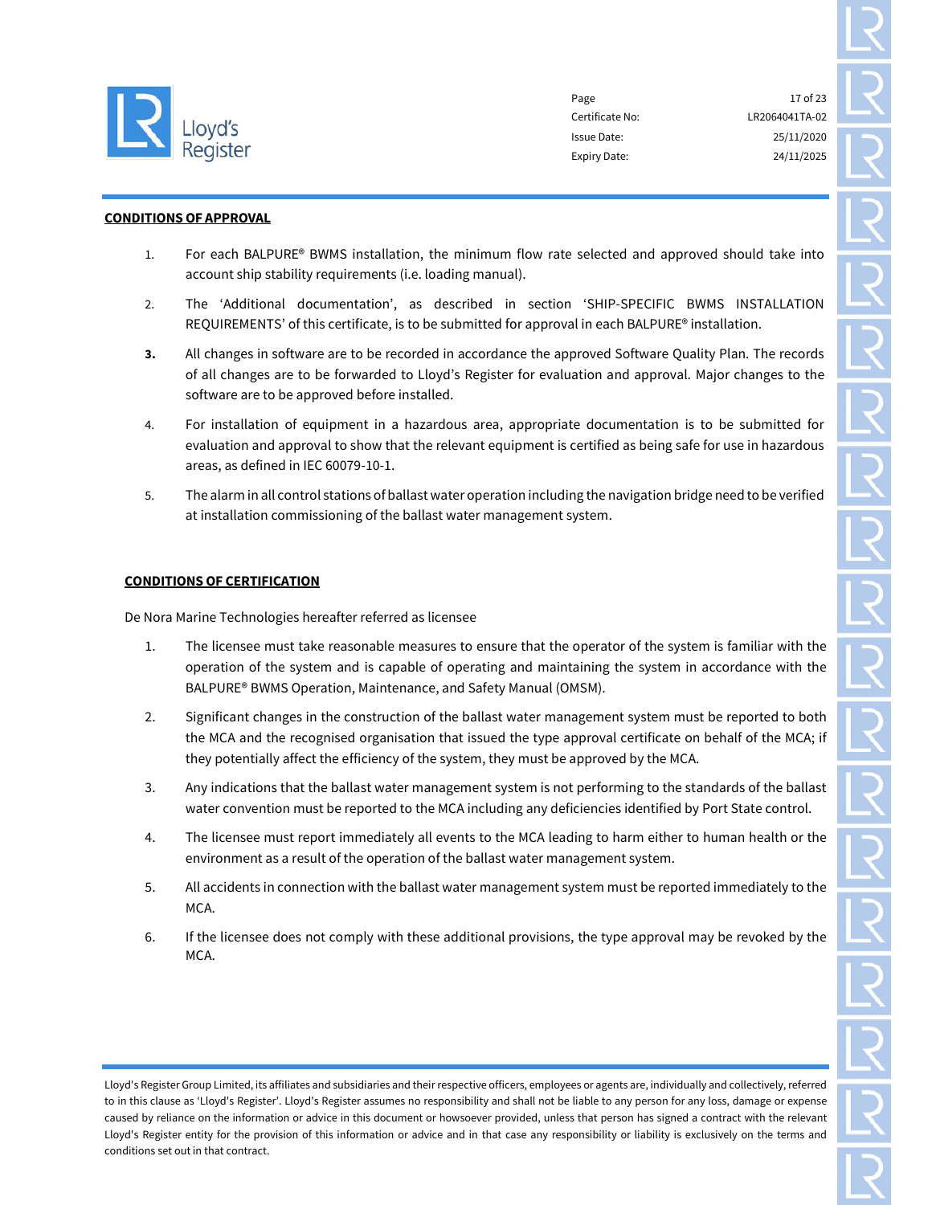**CONDITIONS OF APPROVAL**

1. For each BALPURE® BWMS installation, the minimum flow rate selected and approved should take into account ship stability requirements (i.e. loading manual).
2. The 'Additional documentation', as described in section 'SHIP-SPECIFIC BWMS INSTALLATION REQUIREMENTS' of this certificate, is to be submitted for approval in each BALPURE® installation.
3. All changes in software are to be recorded in accordance the approved Software Quality Plan. The records of all changes are to be forwarded to Lloyd's Register for evaluation and approval. Major changes to the software are to be approved before installed.
4. For installation of equipment in a hazardous area, appropriate documentation is to be submitted for evaluation and approval to show that the relevant equipment is certified as being safe for use in hazardous areas, as defined in IEC 60079-10-1.
5. The alarm in all control stations of ballast water operation including the navigation bridge need to be verified at installation commissioning of the ballast water management system.

**CONDITIONS OF CERTIFICATION**

De Nora Marine Technologies hereafter referred as licensee

1. The licensee must take reasonable measures to ensure that the operator of the system is familiar with the operation of the system and is capable of operating and maintaining the system in accordance with the BALPURE® BWMS Operation, Maintenance, and Safety Manual (OMSM).
2. Significant changes in the construction of the ballast water management system must be reported to both the MCA and the recognised organisation that issued the type approval certificate on behalf of the MCA; if they potentially affect the efficiency of the system, they must be approved by the MCA.
3. Any indications that the ballast water management system is not performing to the standards of the ballast water convention must be reported to the MCA including any deficiencies identified by Port State control.
4. The licensee must report immediately all events to the MCA leading to harm either to human health or the environment as a result of the operation of the ballast water management system.
5. All accidents in connection with the ballast water management system must be reported immediately to the MCA.
6. If the licensee does not comply with these additional provisions, the type approval may be revoked by the MCA.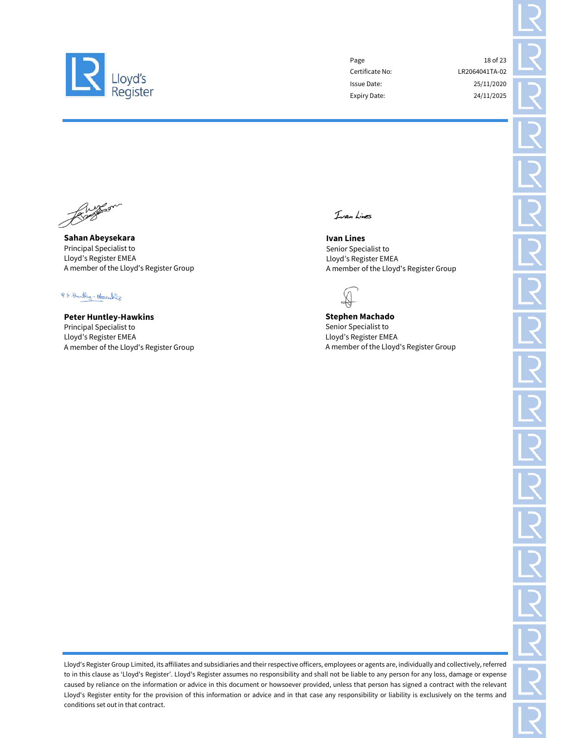**Sahan Abeysekara**
Principal Specialist to
Lloyd's Register EMEA
A member of the Lloyd's Register Group

**Ivan Lines**
Senior Specialist to
Lloyd's Register EMEA
A member of the Lloyd's Register Group

**Peter Huntley-Hawkins**
Principal Specialist to
Lloyd's Register EMEA
A member of the Lloyd's Register Group

**Stephen Machado**
Senior Specialist to
Lloyd's Register EMEA
A member of the Lloyd's Register Group

Lloyd's Register Group Limited, its affiliates and subsidiaries and their respective officers, employees or agents are, individually and collectively, referred to in this clause as 'Lloyd's Register'. Lloyd's Register assumes no responsibility and shall not be liable to any person for any loss, damage or expense caused by reliance on the information or advice in this document or howsoever provided, unless that person has signed a contract with the relevant Lloyd's Register entity for the provision of this information or advice and in that case any responsibility or liability is exclusively on the terms and conditions set out in that contract.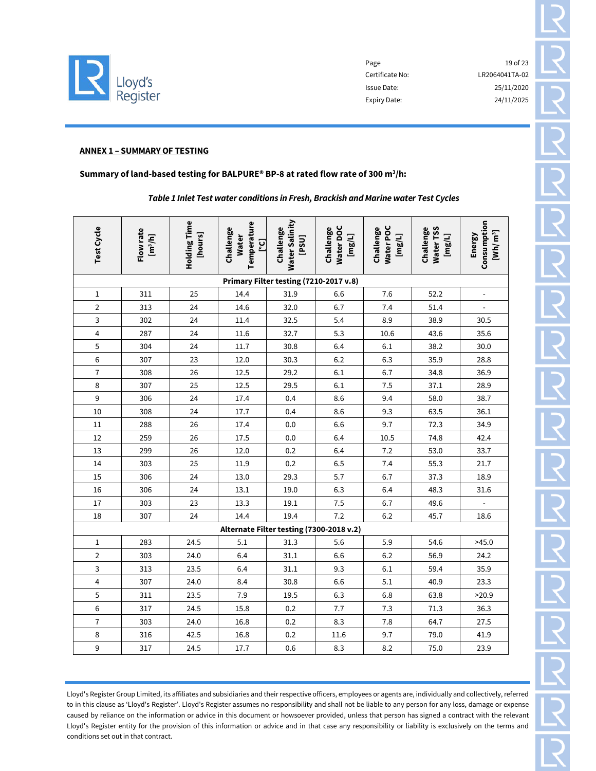**ANNEX 1 – SUMMARY OF TESTING**

**Summary of land-based testing for BALPURE® BP-8 at rated flow rate of 300 m³/h:**

***Table 1 Inlet Test water conditions in Fresh, Brackish and Marine water Test Cycles***

| Test Cycle | Flow rate [m³/h] | Holding Time [hours] | Challenge Water Temperature [°C] | Challenge Water Salinity [PSU] | Challenge Water DOC [mg/L] | Challenge Water POC [mg/L] | Challenge Water TSS [mg/L] | Energy Consumption [Wh/m³] |
|---|---|---|---|---|---|---|---|---|
| **Primary Filter testing (7210-2017 v.8)** | | | | | | | | |
| 1 | 311 | 25 | 14.4 | 31.9 | 6.6 | 7.6 | 52.2 | - |
| 2 | 313 | 24 | 14.6 | 32.0 | 6.7 | 7.4 | 51.4 | - |
| 3 | 302 | 24 | 11.4 | 32.5 | 5.4 | 8.9 | 38.9 | 30.5 |
| 4 | 287 | 24 | 11.6 | 32.7 | 5.3 | 10.6 | 43.6 | 35.6 |
| 5 | 304 | 24 | 11.7 | 30.8 | 6.4 | 6.1 | 38.2 | 30.0 |
| 6 | 307 | 23 | 12.0 | 30.3 | 6.2 | 6.3 | 35.9 | 28.8 |
| 7 | 308 | 26 | 12.5 | 29.2 | 6.1 | 6.7 | 34.8 | 36.9 |
| 8 | 307 | 25 | 12.5 | 29.5 | 6.1 | 7.5 | 37.1 | 28.9 |
| 9 | 306 | 24 | 17.4 | 0.4 | 8.6 | 9.4 | 58.0 | 38.7 |
| 10 | 308 | 24 | 17.7 | 0.4 | 8.6 | 9.3 | 63.5 | 36.1 |
| 11 | 288 | 26 | 17.4 | 0.0 | 6.6 | 9.7 | 72.3 | 34.9 |
| 12 | 259 | 26 | 17.5 | 0.0 | 6.4 | 10.5 | 74.8 | 42.4 |
| 13 | 299 | 26 | 12.0 | 0.2 | 6.4 | 7.2 | 53.0 | 33.7 |
| 14 | 303 | 25 | 11.9 | 0.2 | 6.5 | 7.4 | 55.3 | 21.7 |
| 15 | 306 | 24 | 13.0 | 29.3 | 5.7 | 6.7 | 37.3 | 18.9 |
| 16 | 306 | 24 | 13.1 | 19.0 | 6.3 | 6.4 | 48.3 | 31.6 |
| 17 | 303 | 23 | 13.3 | 19.1 | 7.5 | 6.7 | 49.6 | - |
| 18 | 307 | 24 | 14.4 | 19.4 | 7.2 | 6.2 | 45.7 | 18.6 |
| **Alternate Filter testing (7300-2018 v.2)** | | | | | | | | |
| 1 | 283 | 24.5 | 5.1 | 31.3 | 5.6 | 5.9 | 54.6 | >45.0 |
| 2 | 303 | 24.0 | 6.4 | 31.1 | 6.6 | 6.2 | 56.9 | 24.2 |
| 3 | 313 | 23.5 | 6.4 | 31.1 | 9.3 | 6.1 | 59.4 | 35.9 |
| 4 | 307 | 24.0 | 8.4 | 30.8 | 6.6 | 5.1 | 40.9 | 23.3 |
| 5 | 311 | 23.5 | 7.9 | 19.5 | 6.3 | 6.8 | 63.8 | >20.9 |
| 6 | 317 | 24.5 | 15.8 | 0.2 | 7.7 | 7.3 | 71.3 | 36.3 |
| 7 | 303 | 24.0 | 16.8 | 0.2 | 8.3 | 7.8 | 64.7 | 27.5 |
| 8 | 316 | 42.5 | 16.8 | 0.2 | 11.6 | 9.7 | 79.0 | 41.9 |
| 9 | 317 | 24.5 | 17.7 | 0.6 | 8.3 | 8.2 | 75.0 | 23.9 |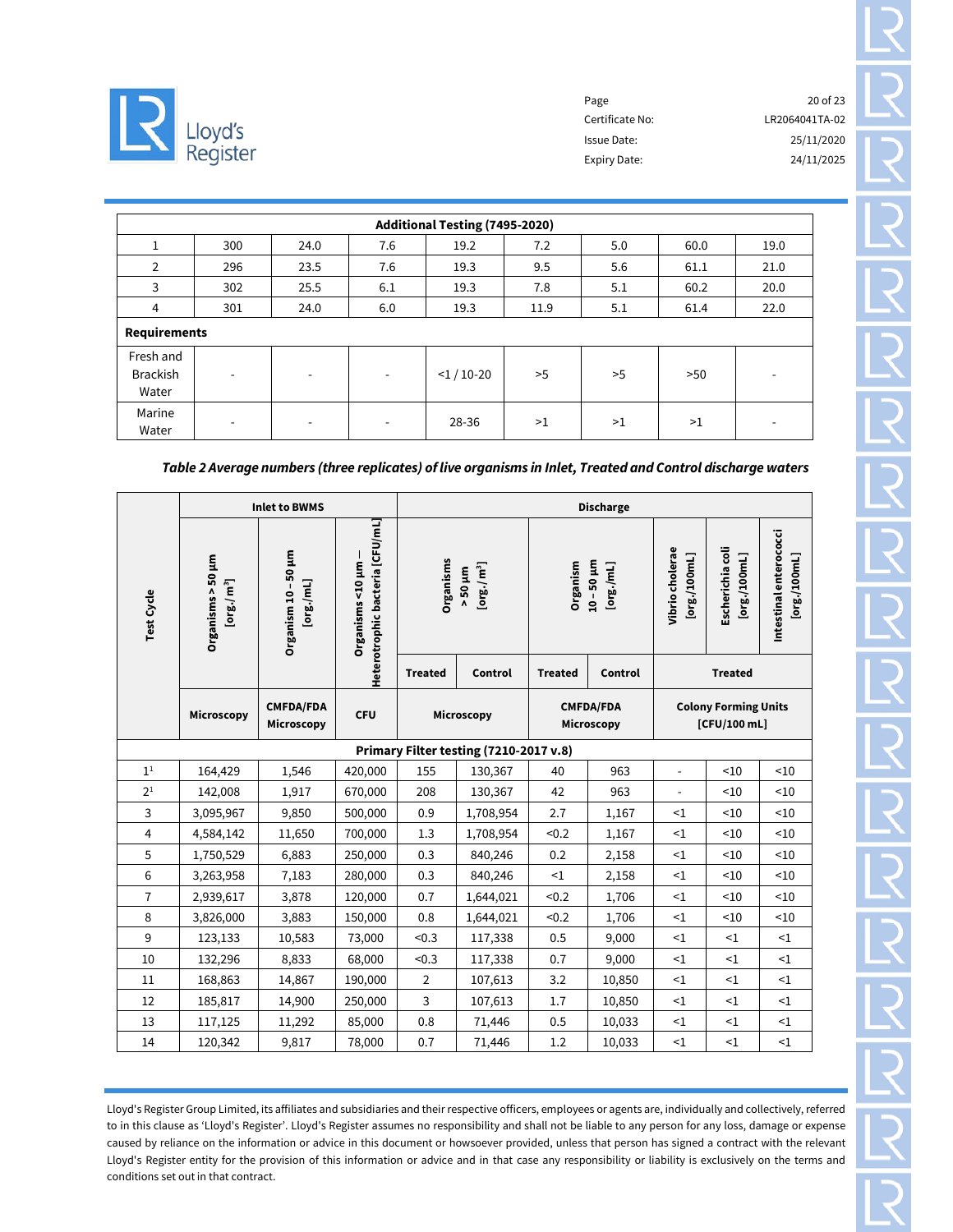| Additional Testing (7495-2020) | | | | | | | | |
|---|---|---|---|---|---|---|---|---|
| 1 | 300 | 24.0 | 7.6 | 19.2 | 7.2 | 5.0 | 60.0 | 19.0 |
| 2 | 296 | 23.5 | 7.6 | 19.3 | 9.5 | 5.6 | 61.1 | 21.0 |
| 3 | 302 | 25.5 | 6.1 | 19.3 | 7.8 | 5.1 | 60.2 | 20.0 |
| 4 | 301 | 24.0 | 6.0 | 19.3 | 11.9 | 5.1 | 61.4 | 22.0 |
| **Requirements** | | | | | | | | |
| Fresh and Brackish Water | - | - | - | <1 / 10-20 | >5 | >5 | >50 | - |
| Marine Water | - | - | - | 28-36 | >1 | >1 | >1 | - |

***Table 2 Average numbers (three replicates) of live organisms in Inlet, Treated and Control discharge waters***

| Test Cycle | Inlet to BWMS | | | Discharge | | | | | | |
|---|---|---|---|---|---|---|---|---|---|---|
| | Organisms > 50 µm [org./m³] | Organism 10 – 50 µm [org./mL] | Organisms <10 µm – Heterotrophic bacteria [CFU/mL] | Organisms > 50 µm [org./m³] | | Organism 10 – 50 µm [org./mL] | | Vibrio cholerae [org./100mL] | Escherichia coli [org./100mL] | Intestinal enterococci [org./100mL] |
| | | | | Treated | Control | Treated | Control | Treated | | |
| | Microscopy | CMFDA/FDA Microscopy | CFU | Microscopy | | CMFDA/FDA Microscopy | | Colony Forming Units [CFU/100 mL] | | |
| **Primary Filter testing (7210-2017 v.8)** | | | | | | | | | | |
| 1[1] | 164,429 | 1,546 | 420,000 | 155 | 130,367 | 40 | 963 | - | <10 | <10 |
| 2[1] | 142,008 | 1,917 | 670,000 | 208 | 130,367 | 42 | 963 | - | <10 | <10 |
| 3 | 3,095,967 | 9,850 | 500,000 | 0.9 | 1,708,954 | 2.7 | 1,167 | <1 | <10 | <10 |
| 4 | 4,584,142 | 11,650 | 700,000 | 1.3 | 1,708,954 | <0.2 | 1,167 | <1 | <10 | <10 |
| 5 | 1,750,529 | 6,883 | 250,000 | 0.3 | 840,246 | 0.2 | 2,158 | <1 | <10 | <10 |
| 6 | 3,263,958 | 7,183 | 280,000 | 0.3 | 840,246 | <1 | 2,158 | <1 | <10 | <10 |
| 7 | 2,939,617 | 3,878 | 120,000 | 0.7 | 1,644,021 | <0.2 | 1,706 | <1 | <10 | <10 |
| 8 | 3,826,000 | 3,883 | 150,000 | 0.8 | 1,644,021 | <0.2 | 1,706 | <1 | <10 | <10 |
| 9 | 123,133 | 10,583 | 73,000 | <0.3 | 117,338 | 0.5 | 9,000 | <1 | <1 | <1 |
| 10 | 132,296 | 8,833 | 68,000 | <0.3 | 117,338 | 0.7 | 9,000 | <1 | <1 | <1 |
| 11 | 168,863 | 14,867 | 190,000 | 2 | 107,613 | 3.2 | 10,850 | <1 | <1 | <1 |
| 12 | 185,817 | 14,900 | 250,000 | 3 | 107,613 | 1.7 | 10,850 | <1 | <1 | <1 |
| 13 | 117,125 | 11,292 | 85,000 | 0.8 | 71,446 | 0.5 | 10,033 | <1 | <1 | <1 |
| 14 | 120,342 | 9,817 | 78,000 | 0.7 | 71,446 | 1.2 | 10,033 | <1 | <1 | <1 |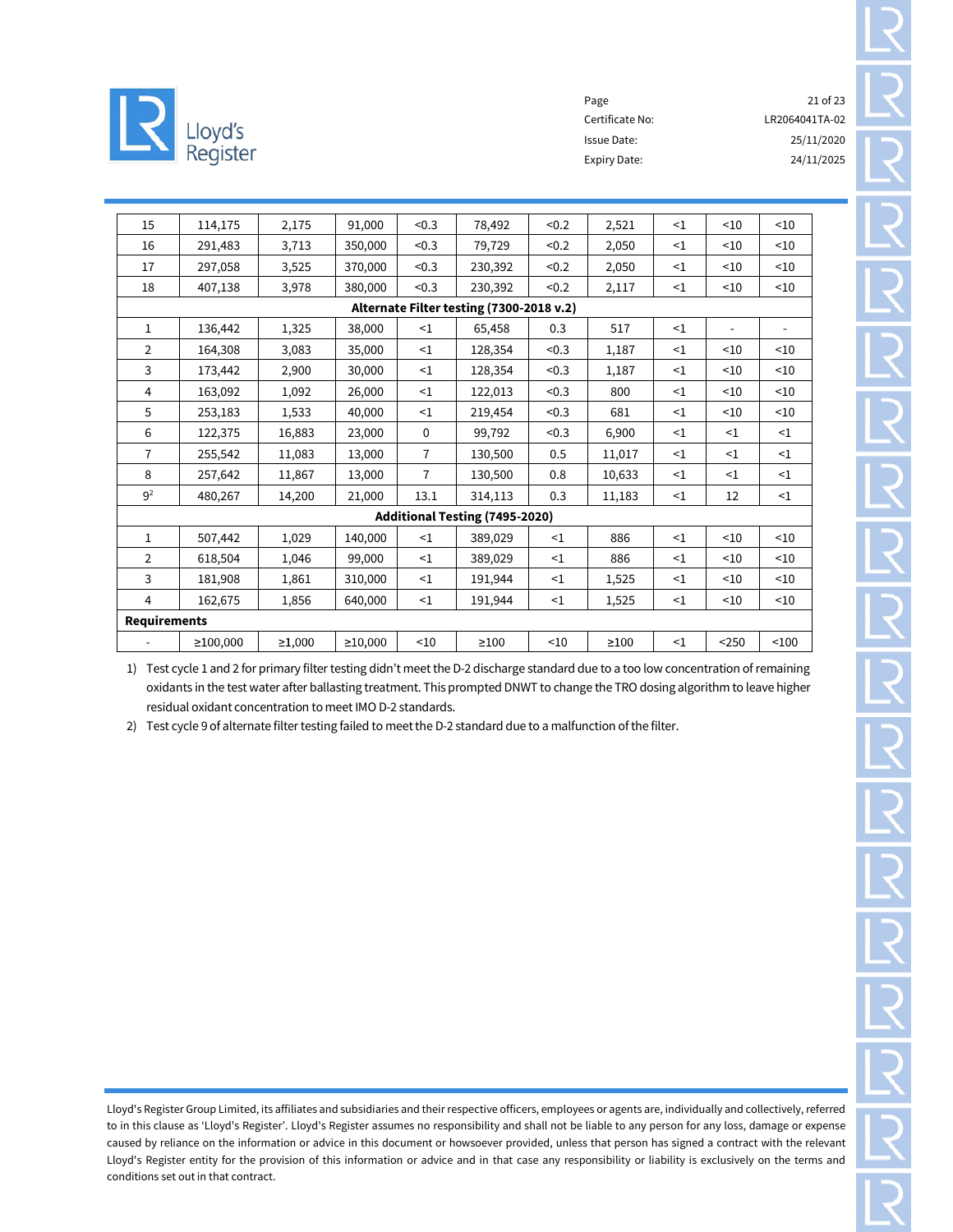| | | | | | | | | | | |
|---|---|---|---|---|---|---|---|---|---|---|
| 15 | 114,175 | 2,175 | 91,000 | <0.3 | 78,492 | <0.2 | 2,521 | <1 | <10 | <10 |
| 16 | 291,483 | 3,713 | 350,000 | <0.3 | 79,729 | <0.2 | 2,050 | <1 | <10 | <10 |
| 17 | 297,058 | 3,525 | 370,000 | <0.3 | 230,392 | <0.2 | 2,050 | <1 | <10 | <10 |
| 18 | 407,138 | 3,978 | 380,000 | <0.3 | 230,392 | <0.2 | 2,117 | <1 | <10 | <10 |
| **Alternate Filter testing (7300-2018 v.2)** | | | | | | | | | | |
| 1 | 136,442 | 1,325 | 38,000 | <1 | 65,458 | 0.3 | 517 | <1 | - | - |
| 2 | 164,308 | 3,083 | 35,000 | <1 | 128,354 | <0.3 | 1,187 | <1 | <10 | <10 |
| 3 | 173,442 | 2,900 | 30,000 | <1 | 128,354 | <0.3 | 1,187 | <1 | <10 | <10 |
| 4 | 163,092 | 1,092 | 26,000 | <1 | 122,013 | <0.3 | 800 | <1 | <10 | <10 |
| 5 | 253,183 | 1,533 | 40,000 | <1 | 219,454 | <0.3 | 681 | <1 | <10 | <10 |
| 6 | 122,375 | 16,883 | 23,000 | 0 | 99,792 | <0.3 | 6,900 | <1 | <1 | <1 |
| 7 | 255,542 | 11,083 | 13,000 | 7 | 130,500 | 0.5 | 11,017 | <1 | <1 | <1 |
| 8 | 257,642 | 11,867 | 13,000 | 7 | 130,500 | 0.8 | 10,633 | <1 | <1 | <1 |
| 9[2] | 480,267 | 14,200 | 21,000 | 13.1 | 314,113 | 0.3 | 11,183 | <1 | 12 | <1 |
| **Additional Testing (7495-2020)** | | | | | | | | | | |
| 1 | 507,442 | 1,029 | 140,000 | <1 | 389,029 | <1 | 886 | <1 | <10 | <10 |
| 2 | 618,504 | 1,046 | 99,000 | <1 | 389,029 | <1 | 886 | <1 | <10 | <10 |
| 3 | 181,908 | 1,861 | 310,000 | <1 | 191,944 | <1 | 1,525 | <1 | <10 | <10 |
| 4 | 162,675 | 1,856 | 640,000 | <1 | 191,944 | <1 | 1,525 | <1 | <10 | <10 |
| **Requirements** | | | | | | | | | | |
| - | ≥100,000 | ≥1,000 | ≥10,000 | <10 | ≥100 | <10 | ≥100 | <1 | <250 | <100 |

1) Test cycle 1 and 2 for primary filter testing didn't meet the D-2 discharge standard due to a too low concentration of remaining oxidants in the test water after ballasting treatment. This prompted DNWT to change the TRO dosing algorithm to leave higher residual oxidant concentration to meet IMO D-2 standards.
2) Test cycle 9 of alternate filter testing failed to meet the D-2 standard due to a malfunction of the filter.

Lloyd's Register Group Limited, its affiliates and subsidiaries and their respective officers, employees or agents are, individually and collectively, referred to in this clause as 'Lloyd's Register'. Lloyd's Register assumes no responsibility and shall not be liable to any person for any loss, damage or expense caused by reliance on the information or advice in this document or howsoever provided, unless that person has signed a contract with the relevant Lloyd's Register entity for the provision of this information or advice and in that case any responsibility or liability is exclusively on the terms and conditions set out in that contract.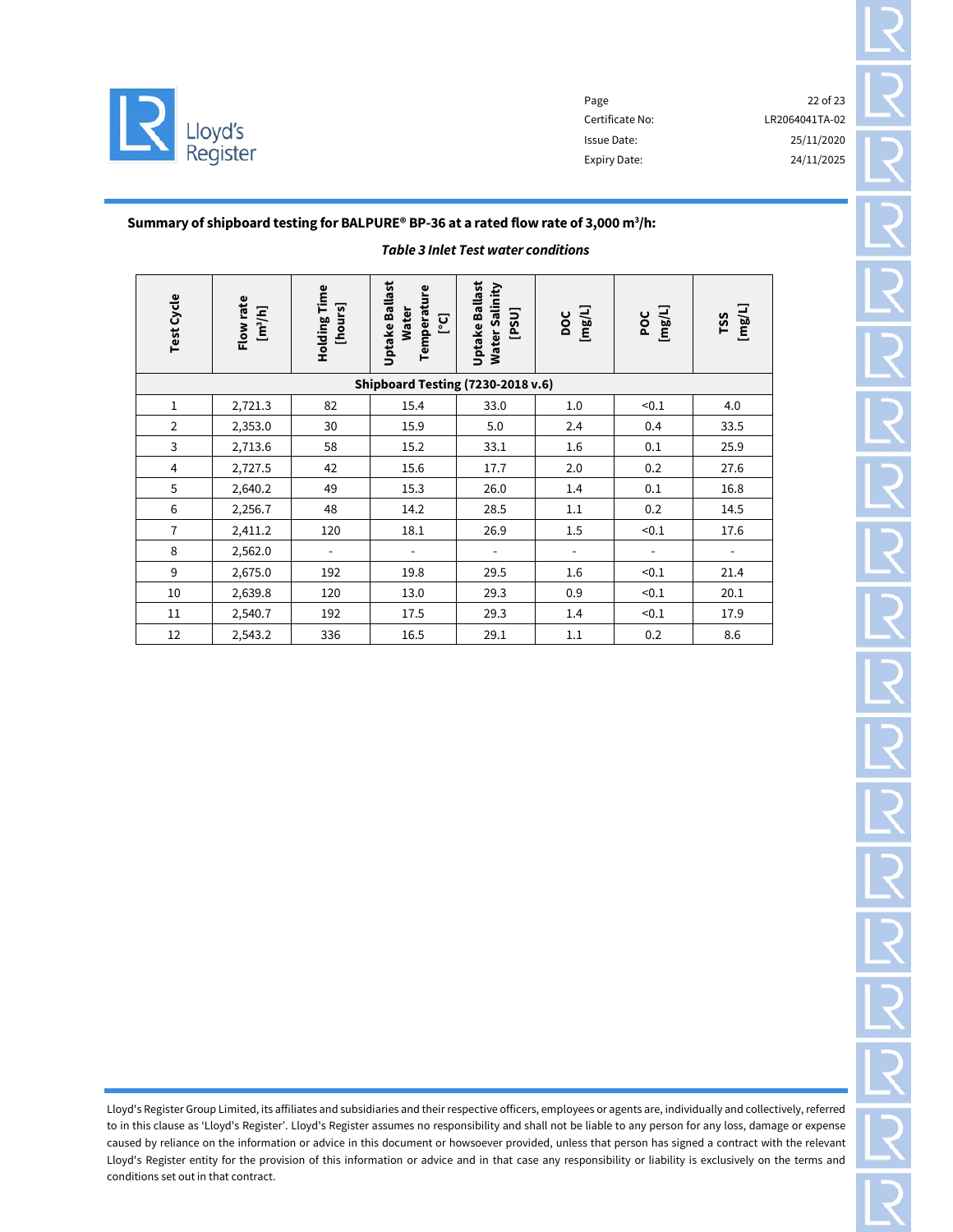**Summary of shipboard testing for BALPURE® BP-36 at a rated flow rate of 3,000 $m^3/h$:**

***Table 3 Inlet Test water conditions***

| Test Cycle | Flow rate [$m^3/h$] | Holding Time [hours] | Uptake Ballast Water Temperature [°C] | Uptake Ballast Water Salinity [PSU] | DOC [mg/L] | POC [mg/L] | TSS [mg/L] |
|---|---|---|---|---|---|---|---|
| **Shipboard Testing (7230-2018 v.6)** | | | | | | | |
| 1 | 2,721.3 | 82 | 15.4 | 33.0 | 1.0 | <0.1 | 4.0 |
| 2 | 2,353.0 | 30 | 15.9 | 5.0 | 2.4 | 0.4 | 33.5 |
| 3 | 2,713.6 | 58 | 15.2 | 33.1 | 1.6 | 0.1 | 25.9 |
| 4 | 2,727.5 | 42 | 15.6 | 17.7 | 2.0 | 0.2 | 27.6 |
| 5 | 2,640.2 | 49 | 15.3 | 26.0 | 1.4 | 0.1 | 16.8 |
| 6 | 2,256.7 | 48 | 14.2 | 28.5 | 1.1 | 0.2 | 14.5 |
| 7 | 2,411.2 | 120 | 18.1 | 26.9 | 1.5 | <0.1 | 17.6 |
| 8 | 2,562.0 | - | - | - | - | - | - |
| 9 | 2,675.0 | 192 | 19.8 | 29.5 | 1.6 | <0.1 | 21.4 |
| 10 | 2,639.8 | 120 | 13.0 | 29.3 | 0.9 | <0.1 | 20.1 |
| 11 | 2,540.7 | 192 | 17.5 | 29.3 | 1.4 | <0.1 | 17.9 |
| 12 | 2,543.2 | 336 | 16.5 | 29.1 | 1.1 | 0.2 | 8.6 |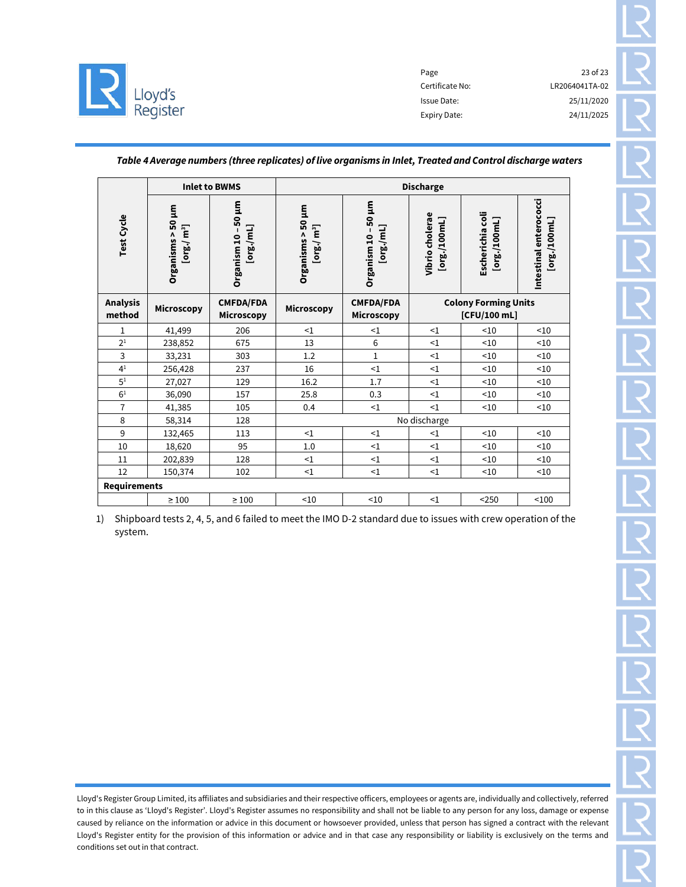*Table 4 Average numbers (three replicates) of live organisms in Inlet, Treated and Control discharge waters*

| Test Cycle | Inlet to BWMS | | Discharge | | | | |
|---|---|---|---|---|---|---|---|
| | Organisms > 50 µm [org./ $m^3$] | Organism 10 – 50 µm [org./mL] | Organisms > 50 µm [org./ $m^3$] | Organism 10 – 50 µm [org./mL] | Vibrio cholerae [org./100mL] | Escherichia coli [org./100mL] | Intestinal enterococci [org./100mL] |
| **Analysis method** | **Microscopy** | **CMFDA/FDA Microscopy** | **Microscopy** | **CMFDA/FDA Microscopy** | **Colony Forming Units [CFU/100 mL]** | | |
| 1 | 41,499 | 206 | <1 | <1 | <1 | <10 | <10 |
| 2[1] | 238,852 | 675 | 13 | 6 | <1 | <10 | <10 |
| 3 | 33,231 | 303 | 1.2 | 1 | <1 | <10 | <10 |
| 4[1] | 256,428 | 237 | 16 | <1 | <1 | <10 | <10 |
| 5[1] | 27,027 | 129 | 16.2 | 1.7 | <1 | <10 | <10 |
| 6[1] | 36,090 | 157 | 25.8 | 0.3 | <1 | <10 | <10 |
| 7 | 41,385 | 105 | 0.4 | <1 | <1 | <10 | <10 |
| 8 | 58,314 | 128 | No discharge | | | | |
| 9 | 132,465 | 113 | <1 | <1 | <1 | <10 | <10 |
| 10 | 18,620 | 95 | 1.0 | <1 | <1 | <10 | <10 |
| 11 | 202,839 | 128 | <1 | <1 | <1 | <10 | <10 |
| 12 | 150,374 | 102 | <1 | <1 | <1 | <10 | <10 |
| **Requirements** | | | | | | | |
| | ≥ 100 | ≥ 100 | <10 | <10 | <1 | <250 | <100 |

1) Shipboard tests 2, 4, 5, and 6 failed to meet the IMO D-2 standard due to issues with crew operation of the system.

Lloyd's Register Group Limited, its affiliates and subsidiaries and their respective officers, employees or agents are, individually and collectively, referred to in this clause as 'Lloyd's Register'. Lloyd's Register assumes no responsibility and shall not be liable to any person for any loss, damage or expense caused by reliance on the information or advice in this document or howsoever provided, unless that person has signed a contract with the relevant Lloyd's Register entity for the provision of this information or advice and in that case any responsibility or liability is exclusively on the terms and conditions set out in that contract.